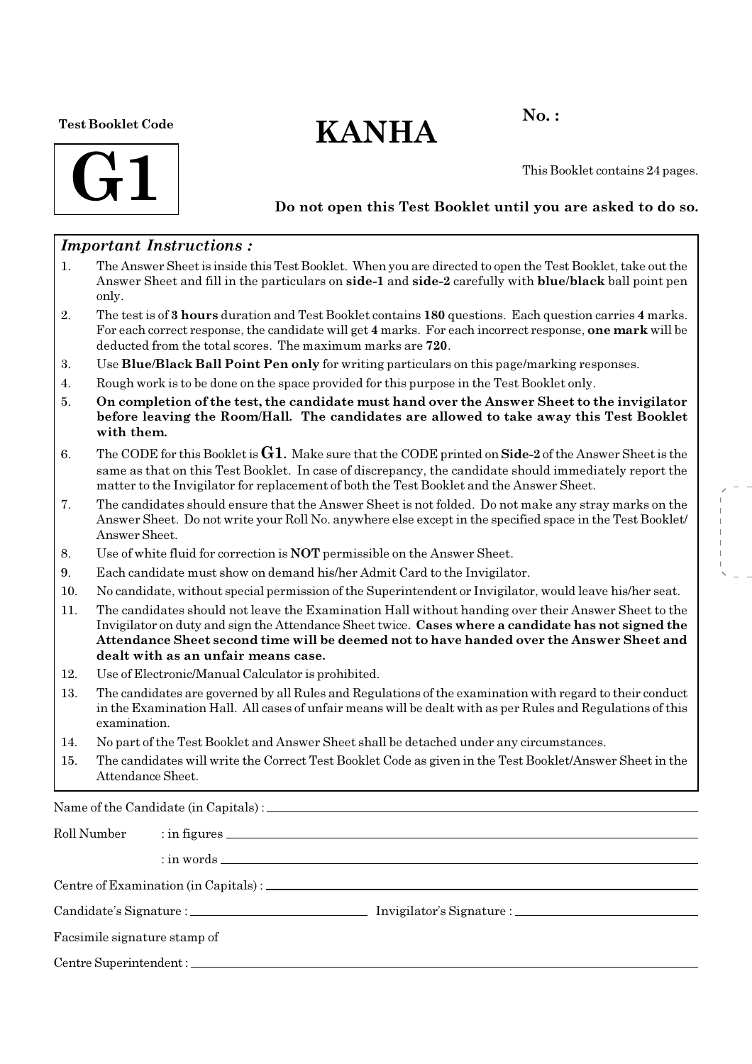**Test Booklet Code**

# G1

# KANHA

**No. :**

This Booklet contains 24 pages.

**Do not open this Test Booklet until you are asked to do so.**

### *Important Instructions :*

1. The Answer Sheet is inside this Test Booklet. When you are directed to open the Test Booklet, take out the Answer Sheet and fill in the particulars on **side-1** and **side-2** carefully with **blue/black** ball point pen only.
2. The test is of **3 hours** duration and Test Booklet contains **180** questions. Each question carries **4** marks. For each correct response, the candidate will get **4** marks. For each incorrect response, **one mark** will be deducted from the total scores. The maximum marks are **720**.
3. Use **Blue/Black Ball Point Pen only** for writing particulars on this page/marking responses.
4. Rough work is to be done on the space provided for this purpose in the Test Booklet only.
5. **On completion of the test, the candidate must hand over the Answer Sheet to the invigilator before leaving the Room/Hall. The candidates are allowed to take away this Test Booklet with them.**
6. The CODE for this Booklet is **G1**. Make sure that the CODE printed on **Side-2** of the Answer Sheet is the same as that on this Test Booklet. In case of discrepancy, the candidate should immediately report the matter to the Invigilator for replacement of both the Test Booklet and the Answer Sheet.
7. The candidates should ensure that the Answer Sheet is not folded. Do not make any stray marks on the Answer Sheet. Do not write your Roll No. anywhere else except in the specified space in the Test Booklet/ Answer Sheet.
8. Use of white fluid for correction is **NOT** permissible on the Answer Sheet.
9. Each candidate must show on demand his/her Admit Card to the Invigilator.
10. No candidate, without special permission of the Superintendent or Invigilator, would leave his/her seat.
11. The candidates should not leave the Examination Hall without handing over their Answer Sheet to the Invigilator on duty and sign the Attendance Sheet twice. **Cases where a candidate has not signed the Attendance Sheet second time will be deemed not to have handed over the Answer Sheet and dealt with as an unfair means case.**
12. Use of Electronic/Manual Calculator is prohibited.
13. The candidates are governed by all Rules and Regulations of the examination with regard to their conduct in the Examination Hall. All cases of unfair means will be dealt with as per Rules and Regulations of this examination.
14. No part of the Test Booklet and Answer Sheet shall be detached under any circumstances.
15. The candidates will write the Correct Test Booklet Code as given in the Test Booklet/Answer Sheet in the Attendance Sheet.

Name of the Candidate (in Capitals) : ______________________

Roll Number : in figures ______________________

: in words ______________________

Centre of Examination (in Capitals) : ______________________

Candidate's Signature : ______________ Invigilator's Signature : ______________

Facsimile signature stamp of

Centre Superintendent : ______________________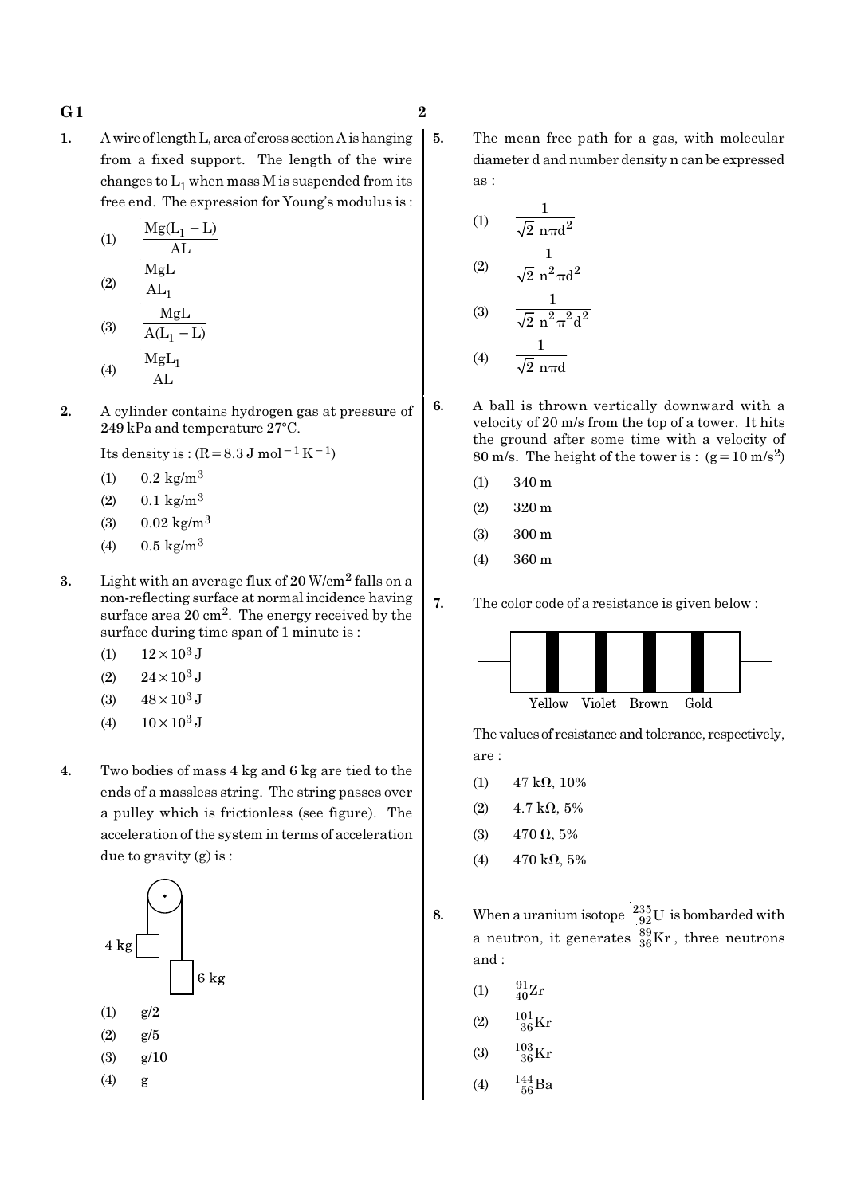1. A wire of length L, area of cross section A is hanging from a fixed support. The length of the wire changes to $L_1$ when mass M is suspended from its free end. The expression for Young's modulus is :

   (1) $\dfrac{Mg(L_1 - L)}{AL}$

   (2) $\dfrac{MgL}{AL_1}$

   (3) $\dfrac{MgL}{A(L_1 - L)}$

   (4) $\dfrac{MgL_1}{AL}$

2. A cylinder contains hydrogen gas at pressure of 249 kPa and temperature 27°C.

   Its density is : ($R = 8.3\ J\ mol^{-1} K^{-1}$)

   (1) $0.2\ kg/m^3$

   (2) $0.1\ kg/m^3$

   (3) $0.02\ kg/m^3$

   (4) $0.5\ kg/m^3$

3. Light with an average flux of $20\ W/cm^2$ falls on a non-reflecting surface at normal incidence having surface area $20\ cm^2$. The energy received by the surface during time span of 1 minute is :

   (1) $12 \times 10^3\ J$

   (2) $24 \times 10^3\ J$

   (3) $48 \times 10^3\ J$

   (4) $10 \times 10^3\ J$

4. Two bodies of mass 4 kg and 6 kg are tied to the ends of a massless string. The string passes over a pulley which is frictionless (see figure). The acceleration of the system in terms of acceleration due to gravity (g) is :

   4 kg &nbsp;&nbsp;&nbsp; 6 kg

   (1) g/2

   (2) g/5

   (3) g/10

   (4) g

5. The mean free path for a gas, with molecular diameter d and number density n can be expressed as :

   (1) $\dfrac{1}{\sqrt{2}\ n\pi d^2}$

   (2) $\dfrac{1}{\sqrt{2}\ n^2\pi d^2}$

   (3) $\dfrac{1}{\sqrt{2}\ n^2\pi^2 d^2}$

   (4) $\dfrac{1}{\sqrt{2}\ n\pi d}$

6. A ball is thrown vertically downward with a velocity of 20 m/s from the top of a tower. It hits the ground after some time with a velocity of 80 m/s. The height of the tower is : ($g = 10\ m/s^2$)

   (1) 340 m

   (2) 320 m

   (3) 300 m

   (4) 360 m

7. The color code of a resistance is given below :

   Yellow &nbsp; Violet &nbsp; Brown &nbsp; Gold

   The values of resistance and tolerance, respectively, are :

   (1) 47 kΩ, 10%

   (2) 4.7 kΩ, 5%

   (3) 470 Ω, 5%

   (4) 470 kΩ, 5%

8. When a uranium isotope ${}^{235}_{92}U$ is bombarded with a neutron, it generates ${}^{89}_{36}Kr$, three neutrons and :

   (1) ${}^{91}_{40}Zr$

   (2) ${}^{101}_{36}Kr$

   (3) ${}^{103}_{36}Kr$

   (4) ${}^{144}_{56}Ba$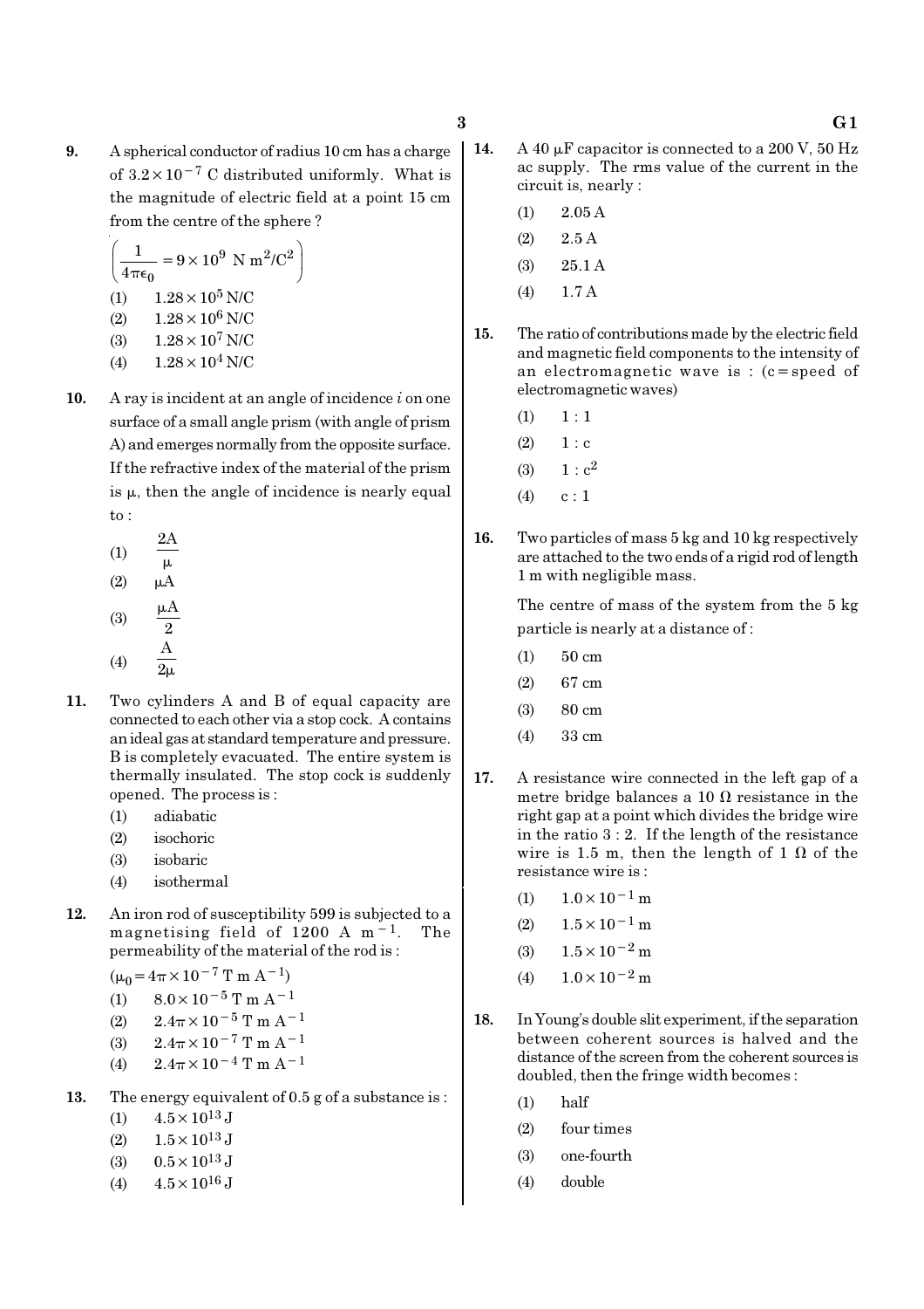**9.** A spherical conductor of radius 10 cm has a charge of $3.2\times10^{-7}$ C distributed uniformly. What is the magnitude of electric field at a point 15 cm from the centre of the sphere ?

$\left(\frac{1}{4\pi\epsilon_0}=9\times10^9\ \text{N m}^2/\text{C}^2\right)$

(1) $1.28\times10^5$ N/C

(2) $1.28\times10^6$ N/C

(3) $1.28\times10^7$ N/C

(4) $1.28\times10^4$ N/C

**10.** A ray is incident at an angle of incidence $i$ on one surface of a small angle prism (with angle of prism A) and emerges normally from the opposite surface. If the refractive index of the material of the prism is $\mu$, then the angle of incidence is nearly equal to :

(1) $\frac{2A}{\mu}$

(2) $\mu A$

(3) $\frac{\mu A}{2}$

(4) $\frac{A}{2\mu}$

**11.** Two cylinders A and B of equal capacity are connected to each other via a stop cock. A contains an ideal gas at standard temperature and pressure. B is completely evacuated. The entire system is thermally insulated. The stop cock is suddenly opened. The process is :

(1) adiabatic

(2) isochoric

(3) isobaric

(4) isothermal

**12.** An iron rod of susceptibility 599 is subjected to a magnetising field of 1200 A $m^{-1}$. The permeability of the material of the rod is :

$(\mu_0=4\pi\times10^{-7}\ \text{T m A}^{-1})$

(1) $8.0\times10^{-5}$ T m $A^{-1}$

(2) $2.4\pi\times10^{-5}$ T m $A^{-1}$

(3) $2.4\pi\times10^{-7}$ T m $A^{-1}$

(4) $2.4\pi\times10^{-4}$ T m $A^{-1}$

**13.** The energy equivalent of 0.5 g of a substance is :

(1) $4.5\times10^{13}$ J

(2) $1.5\times10^{13}$ J

(3) $0.5\times10^{13}$ J

(4) $4.5\times10^{16}$ J

**14.** A 40 $\mu$F capacitor is connected to a 200 V, 50 Hz ac supply. The rms value of the current in the circuit is, nearly :

(1) 2.05 A

(2) 2.5 A

(3) 25.1 A

(4) 1.7 A

**15.** The ratio of contributions made by the electric field and magnetic field components to the intensity of an electromagnetic wave is : (c = speed of electromagnetic waves)

(1) 1 : 1

(2) 1 : c

(3) 1 : $c^2$

(4) c : 1

**16.** Two particles of mass 5 kg and 10 kg respectively are attached to the two ends of a rigid rod of length 1 m with negligible mass.

The centre of mass of the system from the 5 kg particle is nearly at a distance of :

(1) 50 cm

(2) 67 cm

(3) 80 cm

(4) 33 cm

**17.** A resistance wire connected in the left gap of a metre bridge balances a 10 $\Omega$ resistance in the right gap at a point which divides the bridge wire in the ratio 3 : 2. If the length of the resistance wire is 1.5 m, then the length of 1 $\Omega$ of the resistance wire is :

(1) $1.0\times10^{-1}$ m

(2) $1.5\times10^{-1}$ m

(3) $1.5\times10^{-2}$ m

(4) $1.0\times10^{-2}$ m

**18.** In Young's double slit experiment, if the separation between coherent sources is halved and the distance of the screen from the coherent sources is doubled, then the fringe width becomes :

(1) half

(2) four times

(3) one-fourth

(4) double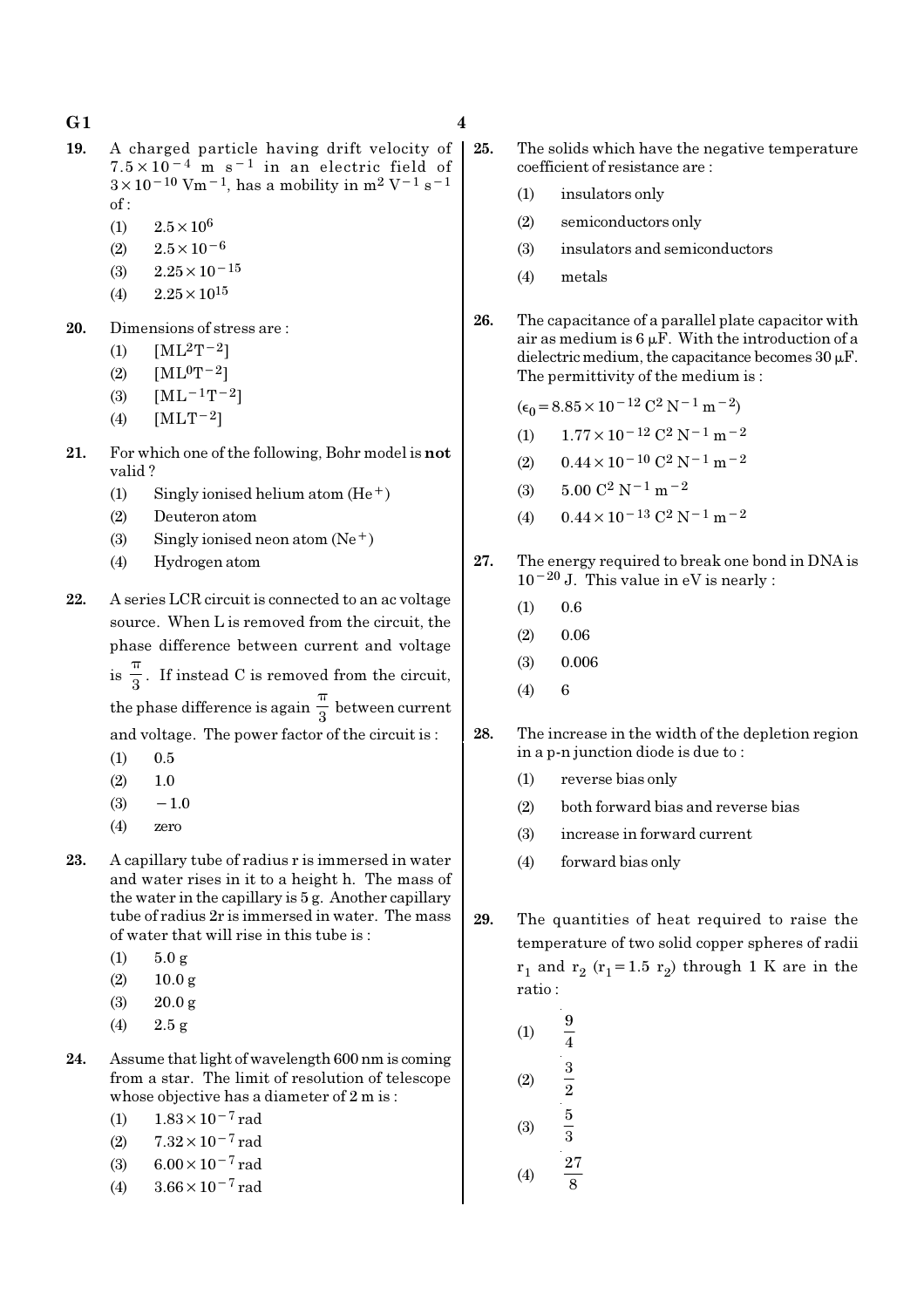19. A charged particle having drift velocity of $7.5 \times 10^{-4}$ m s$^{-1}$ in an electric field of $3 \times 10^{-10}$ Vm$^{-1}$, has a mobility in m$^2$ V$^{-1}$ s$^{-1}$ of :

 (1) $2.5 \times 10^{6}$
 (2) $2.5 \times 10^{-6}$
 (3) $2.25 \times 10^{-15}$
 (4) $2.25 \times 10^{15}$

20. Dimensions of stress are :

 (1) $[ML^2T^{-2}]$
 (2) $[ML^0T^{-2}]$
 (3) $[ML^{-1}T^{-2}]$
 (4) $[MLT^{-2}]$

21. For which one of the following, Bohr model is **not** valid ?

 (1) Singly ionised helium atom ($He^+$)
 (2) Deuteron atom
 (3) Singly ionised neon atom ($Ne^+$)
 (4) Hydrogen atom

22. A series LCR circuit is connected to an ac voltage source. When L is removed from the circuit, the phase difference between current and voltage is $\frac{\pi}{3}$. If instead C is removed from the circuit, the phase difference is again $\frac{\pi}{3}$ between current and voltage. The power factor of the circuit is :

 (1) 0.5
 (2) 1.0
 (3) $-1.0$
 (4) zero

23. A capillary tube of radius r is immersed in water and water rises in it to a height h. The mass of the water in the capillary is 5 g. Another capillary tube of radius 2r is immersed in water. The mass of water that will rise in this tube is :

 (1) 5.0 g
 (2) 10.0 g
 (3) 20.0 g
 (4) 2.5 g

24. Assume that light of wavelength 600 nm is coming from a star. The limit of resolution of telescope whose objective has a diameter of 2 m is :

 (1) $1.83 \times 10^{-7}$ rad
 (2) $7.32 \times 10^{-7}$ rad
 (3) $6.00 \times 10^{-7}$ rad
 (4) $3.66 \times 10^{-7}$ rad

25. The solids which have the negative temperature coefficient of resistance are :

 (1) insulators only
 (2) semiconductors only
 (3) insulators and semiconductors
 (4) metals

26. The capacitance of a parallel plate capacitor with air as medium is 6 $\mu$F. With the introduction of a dielectric medium, the capacitance becomes 30 $\mu$F. The permittivity of the medium is :

 ($\epsilon_0 = 8.85 \times 10^{-12}$ C$^2$ N$^{-1}$ m$^{-2}$)

 (1) $1.77 \times 10^{-12}$ C$^2$ N$^{-1}$ m$^{-2}$
 (2) $0.44 \times 10^{-10}$ C$^2$ N$^{-1}$ m$^{-2}$
 (3) $5.00$ C$^2$ N$^{-1}$ m$^{-2}$
 (4) $0.44 \times 10^{-13}$ C$^2$ N$^{-1}$ m$^{-2}$

27. The energy required to break one bond in DNA is $10^{-20}$ J. This value in eV is nearly :

 (1) 0.6
 (2) 0.06
 (3) 0.006
 (4) 6

28. The increase in the width of the depletion region in a p-n junction diode is due to :

 (1) reverse bias only
 (2) both forward bias and reverse bias
 (3) increase in forward current
 (4) forward bias only

29. The quantities of heat required to raise the temperature of two solid copper spheres of radii $r_1$ and $r_2$ ($r_1 = 1.5\ r_2$) through 1 K are in the ratio :

 (1) $\frac{9}{4}$
 (2) $\frac{3}{2}$
 (3) $\frac{5}{3}$
 (4) $\frac{27}{8}$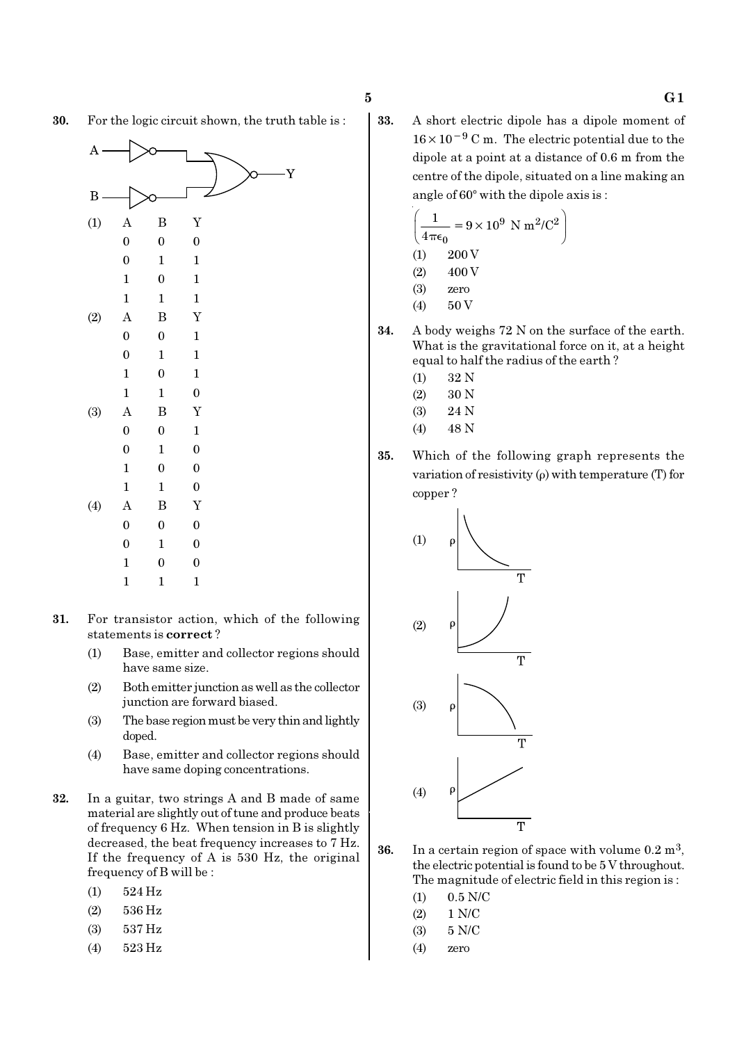**30.** For the logic circuit shown, the truth table is :

(1)

| A | B | Y |
|---|---|---|
| 0 | 0 | 0 |
| 0 | 1 | 1 |
| 1 | 0 | 1 |
| 1 | 1 | 1 |

(2)

| A | B | Y |
|---|---|---|
| 0 | 0 | 1 |
| 0 | 1 | 1 |
| 1 | 0 | 1 |
| 1 | 1 | 0 |

(3)

| A | B | Y |
|---|---|---|
| 0 | 0 | 1 |
| 0 | 1 | 0 |
| 1 | 0 | 0 |
| 1 | 1 | 0 |

(4)

| A | B | Y |
|---|---|---|
| 0 | 0 | 0 |
| 0 | 1 | 0 |
| 1 | 0 | 0 |
| 1 | 1 | 1 |

**31.** For transistor action, which of the following statements is **correct** ?

(1) Base, emitter and collector regions should have same size.

(2) Both emitter junction as well as the collector junction are forward biased.

(3) The base region must be very thin and lightly doped.

(4) Base, emitter and collector regions should have same doping concentrations.

**32.** In a guitar, two strings A and B made of same material are slightly out of tune and produce beats of frequency 6 Hz. When tension in B is slightly decreased, the beat frequency increases to 7 Hz. If the frequency of A is 530 Hz, the original frequency of B will be :

(1) 524 Hz

(2) 536 Hz

(3) 537 Hz

(4) 523 Hz

**33.** A short electric dipole has a dipole moment of $16 \times 10^{-9}$ C m. The electric potential due to the dipole at a point at a distance of 0.6 m from the centre of the dipole, situated on a line making an angle of 60° with the dipole axis is :

$\left(\frac{1}{4\pi\epsilon_0} = 9 \times 10^9 \text{ N m}^2/\text{C}^2\right)$

(1) 200 V

(2) 400 V

(3) zero

(4) 50 V

**34.** A body weighs 72 N on the surface of the earth. What is the gravitational force on it, at a height equal to half the radius of the earth ?

(1) 32 N

(2) 30 N

(3) 24 N

(4) 48 N

**35.** Which of the following graph represents the variation of resistivity (ρ) with temperature (T) for copper ?

(1)

(2)

(3)

(4)

**36.** In a certain region of space with volume 0.2 $m^3$, the electric potential is found to be 5 V throughout. The magnitude of electric field in this region is :

(1) 0.5 N/C

(2) 1 N/C

(3) 5 N/C

(4) zero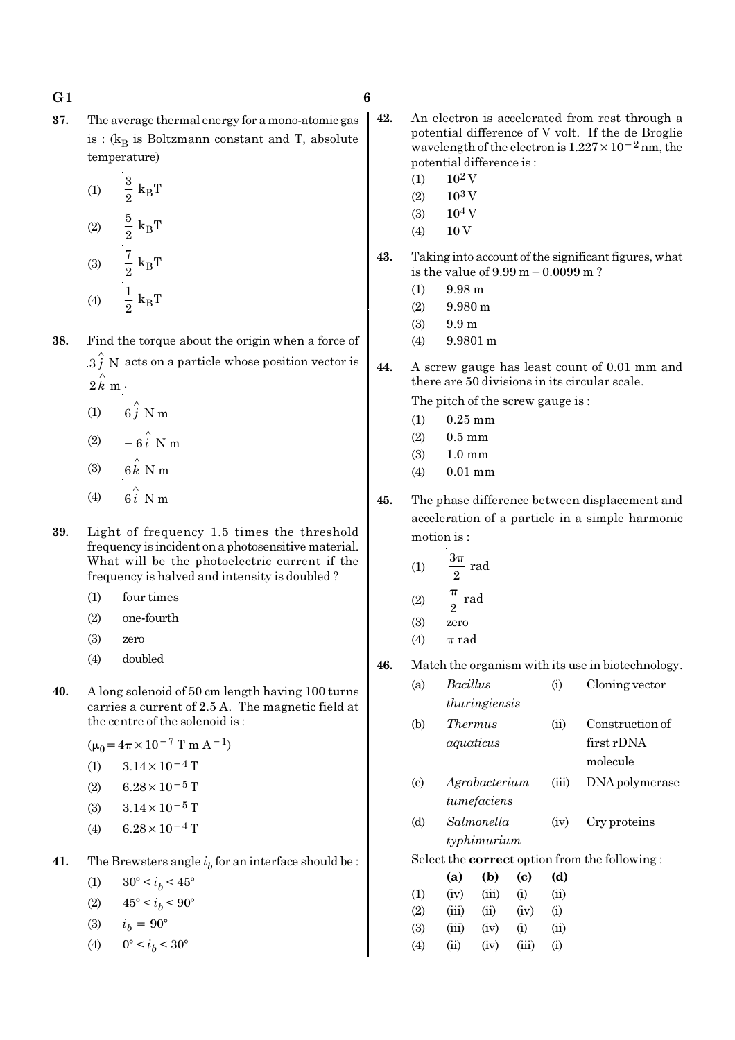37. The average thermal energy for a mono-atomic gas is : ($k_B$ is Boltzmann constant and T, absolute temperature)

(1) $\frac{3}{2}$ $k_B T$

(2) $\frac{5}{2}$ $k_B T$

(3) $\frac{7}{2}$ $k_B T$

(4) $\frac{1}{2}$ $k_B T$

38. Find the torque about the origin when a force of $3\hat{j}$ N acts on a particle whose position vector is $2\hat{k}$ m.

(1) $6\hat{j}$ N m

(2) $-6\hat{i}$ N m

(3) $6\hat{k}$ N m

(4) $6\hat{i}$ N m

39. Light of frequency 1.5 times the threshold frequency is incident on a photosensitive material. What will be the photoelectric current if the frequency is halved and intensity is doubled ?

(1) four times

(2) one-fourth

(3) zero

(4) doubled

40. A long solenoid of 50 cm length having 100 turns carries a current of 2.5 A. The magnetic field at the centre of the solenoid is :

($\mu_0 = 4\pi \times 10^{-7}$ T m $A^{-1}$)

(1) $3.14 \times 10^{-4}$ T

(2) $6.28 \times 10^{-5}$ T

(3) $3.14 \times 10^{-5}$ T

(4) $6.28 \times 10^{-4}$ T

41. The Brewsters angle $i_b$ for an interface should be :

(1) $30° < i_b < 45°$

(2) $45° < i_b < 90°$

(3) $i_b = 90°$

(4) $0° < i_b < 30°$

42. An electron is accelerated from rest through a potential difference of V volt. If the de Broglie wavelength of the electron is $1.227 \times 10^{-2}$ nm, the potential difference is :

(1) $10^2$ V

(2) $10^3$ V

(3) $10^4$ V

(4) 10 V

43. Taking into account of the significant figures, what is the value of 9.99 m − 0.0099 m ?

(1) 9.98 m

(2) 9.980 m

(3) 9.9 m

(4) 9.9801 m

44. A screw gauge has least count of 0.01 mm and there are 50 divisions in its circular scale.

The pitch of the screw gauge is :

(1) 0.25 mm

(2) 0.5 mm

(3) 1.0 mm

(4) 0.01 mm

45. The phase difference between displacement and acceleration of a particle in a simple harmonic motion is :

(1) $\frac{3\pi}{2}$ rad

(2) $\frac{\pi}{2}$ rad

(3) zero

(4) $\pi$ rad

46. Match the organism with its use in biotechnology.

| | | | |
|---|---|---|---|
| (a) | *Bacillus thuringiensis* | (i) | Cloning vector |
| (b) | *Thermus aquaticus* | (ii) | Construction of first rDNA molecule |
| (c) | *Agrobacterium tumefaciens* | (iii) | DNA polymerase |
| (d) | *Salmonella typhimurium* | (iv) | Cry proteins |

Select the **correct** option from the following :

| | (a) | (b) | (c) | (d) |
|---|---|---|---|---|
| (1) | (iv) | (iii) | (i) | (ii) |
| (2) | (iii) | (ii) | (iv) | (i) |
| (3) | (iii) | (iv) | (i) | (ii) |
| (4) | (ii) | (iv) | (iii) | (i) |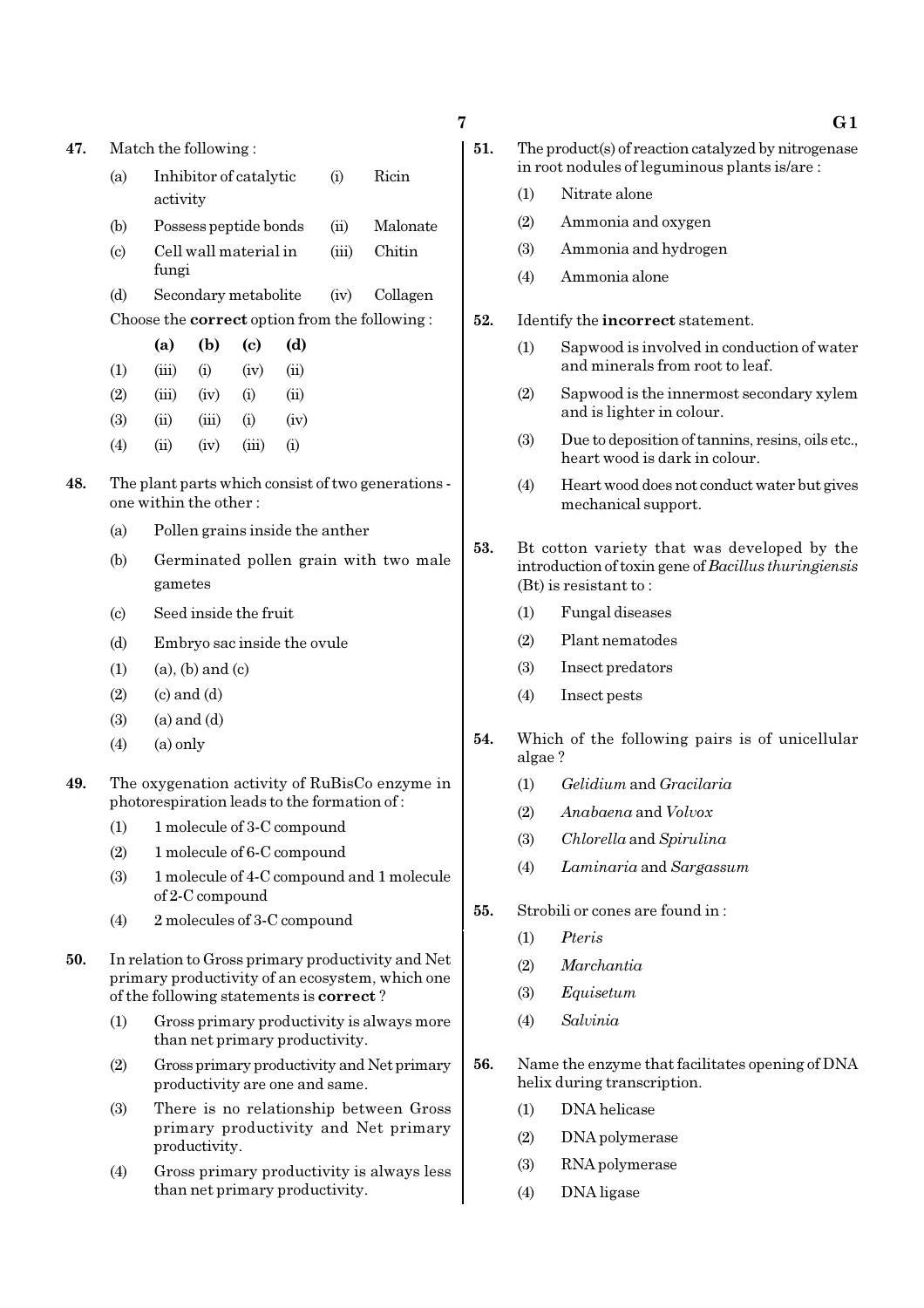47. Match the following :

| | | | |
|---|---|---|---|
| (a) | Inhibitor of catalytic activity | (i) | Ricin |
| (b) | Possess peptide bonds | (ii) | Malonate |
| (c) | Cell wall material in fungi | (iii) | Chitin |
| (d) | Secondary metabolite | (iv) | Collagen |

Choose the **correct** option from the following :

| | (a) | (b) | (c) | (d) |
|---|---|---|---|---|
| (1) | (iii) | (i) | (iv) | (ii) |
| (2) | (iii) | (iv) | (i) | (ii) |
| (3) | (ii) | (iii) | (i) | (iv) |
| (4) | (ii) | (iv) | (iii) | (i) |

48. The plant parts which consist of two generations - one within the other :

(a) Pollen grains inside the anther

(b) Germinated pollen grain with two male gametes

(c) Seed inside the fruit

(d) Embryo sac inside the ovule

(1) (a), (b) and (c)
(2) (c) and (d)
(3) (a) and (d)
(4) (a) only

49. The oxygenation activity of RuBisCo enzyme in photorespiration leads to the formation of :

(1) 1 molecule of 3-C compound
(2) 1 molecule of 6-C compound
(3) 1 molecule of 4-C compound and 1 molecule of 2-C compound
(4) 2 molecules of 3-C compound

50. In relation to Gross primary productivity and Net primary productivity of an ecosystem, which one of the following statements is **correct** ?

(1) Gross primary productivity is always more than net primary productivity.
(2) Gross primary productivity and Net primary productivity are one and same.
(3) There is no relationship between Gross primary productivity and Net primary productivity.
(4) Gross primary productivity is always less than net primary productivity.

51. The product(s) of reaction catalyzed by nitrogenase in root nodules of leguminous plants is/are :

(1) Nitrate alone
(2) Ammonia and oxygen
(3) Ammonia and hydrogen
(4) Ammonia alone

52. Identify the **incorrect** statement.

(1) Sapwood is involved in conduction of water and minerals from root to leaf.
(2) Sapwood is the innermost secondary xylem and is lighter in colour.
(3) Due to deposition of tannins, resins, oils etc., heart wood is dark in colour.
(4) Heart wood does not conduct water but gives mechanical support.

53. Bt cotton variety that was developed by the introduction of toxin gene of *Bacillus thuringiensis* (Bt) is resistant to :

(1) Fungal diseases
(2) Plant nematodes
(3) Insect predators
(4) Insect pests

54. Which of the following pairs is of unicellular algae ?

(1) *Gelidium* and *Gracilaria*
(2) *Anabaena* and *Volvox*
(3) *Chlorella* and *Spirulina*
(4) *Laminaria* and *Sargassum*

55. Strobili or cones are found in :

(1) *Pteris*
(2) *Marchantia*
(3) *Equisetum*
(4) *Salvinia*

56. Name the enzyme that facilitates opening of DNA helix during transcription.

(1) DNA helicase
(2) DNA polymerase
(3) RNA polymerase
(4) DNA ligase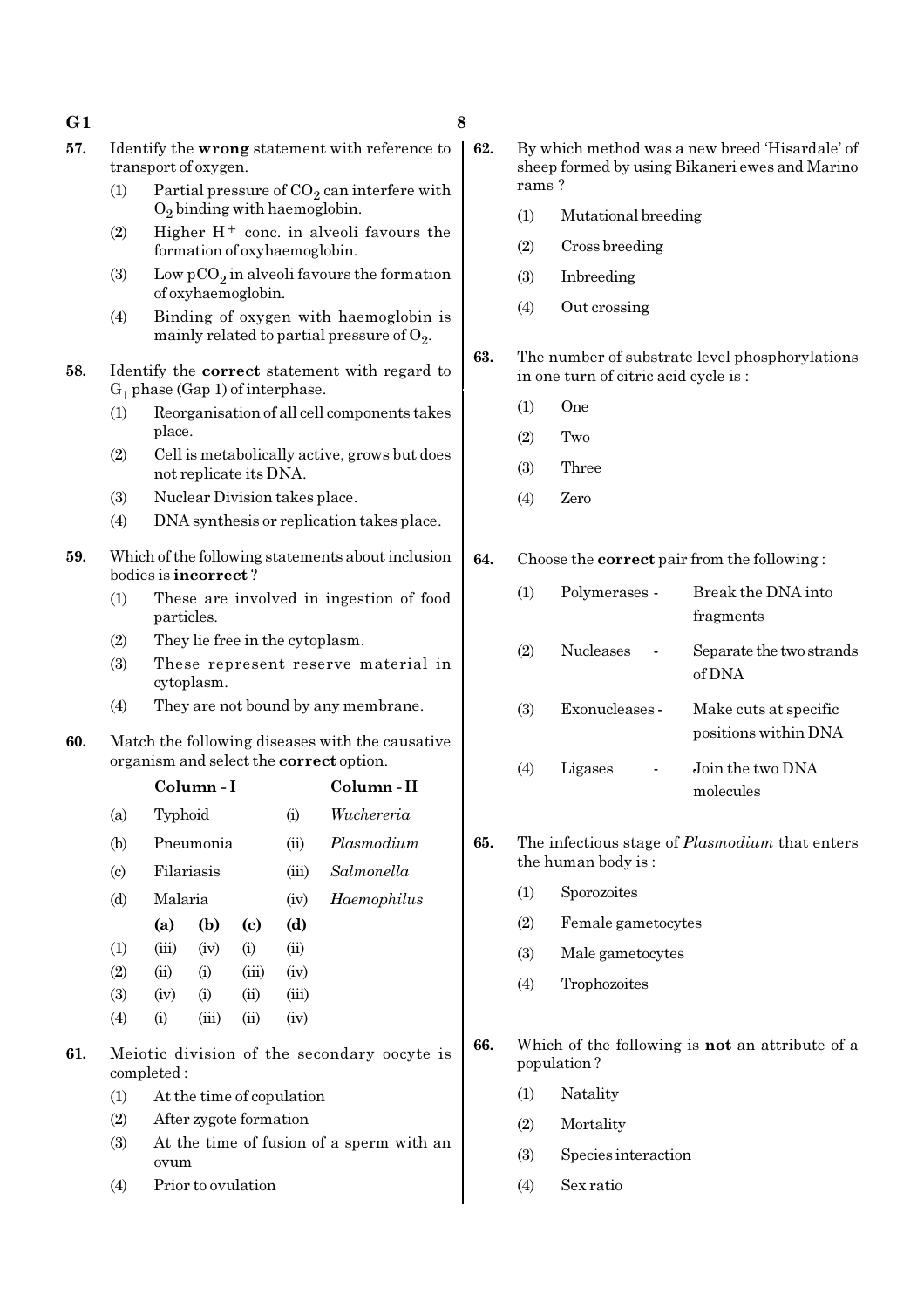57. Identify the **wrong** statement with reference to transport of oxygen.

(1) Partial pressure of $CO_2$ can interfere with $O_2$ binding with haemoglobin.

(2) Higher $H^+$ conc. in alveoli favours the formation of oxyhaemoglobin.

(3) Low $pCO_2$ in alveoli favours the formation of oxyhaemoglobin.

(4) Binding of oxygen with haemoglobin is mainly related to partial pressure of $O_2$.

58. Identify the **correct** statement with regard to $G_1$ phase (Gap 1) of interphase.

(1) Reorganisation of all cell components takes place.

(2) Cell is metabolically active, grows but does not replicate its DNA.

(3) Nuclear Division takes place.

(4) DNA synthesis or replication takes place.

59. Which of the following statements about inclusion bodies is **incorrect** ?

(1) These are involved in ingestion of food particles.

(2) They lie free in the cytoplasm.

(3) These represent reserve material in cytoplasm.

(4) They are not bound by any membrane.

60. Match the following diseases with the causative organism and select the **correct** option.

| | Column - I | | Column - II |
|---|---|---|---|
| (a) | Typhoid | (i) | *Wuchereria* |
| (b) | Pneumonia | (ii) | *Plasmodium* |
| (c) | Filariasis | (iii) | *Salmonella* |
| (d) | Malaria | (iv) | *Haemophilus* |

| | (a) | (b) | (c) | (d) |
|---|---|---|---|---|
| (1) | (iii) | (iv) | (i) | (ii) |
| (2) | (ii) | (i) | (iii) | (iv) |
| (3) | (iv) | (i) | (ii) | (iii) |
| (4) | (i) | (iii) | (ii) | (iv) |

61. Meiotic division of the secondary oocyte is completed :

(1) At the time of copulation

(2) After zygote formation

(3) At the time of fusion of a sperm with an ovum

(4) Prior to ovulation

62. By which method was a new breed 'Hisardale' of sheep formed by using Bikaneri ewes and Marino rams ?

(1) Mutational breeding

(2) Cross breeding

(3) Inbreeding

(4) Out crossing

63. The number of substrate level phosphorylations in one turn of citric acid cycle is :

(1) One

(2) Two

(3) Three

(4) Zero

64. Choose the **correct** pair from the following :

(1) Polymerases - Break the DNA into fragments

(2) Nucleases - Separate the two strands of DNA

(3) Exonucleases - Make cuts at specific positions within DNA

(4) Ligases - Join the two DNA molecules

65. The infectious stage of *Plasmodium* that enters the human body is :

(1) Sporozoites

(2) Female gametocytes

(3) Male gametocytes

(4) Trophozoites

66. Which of the following is **not** an attribute of a population ?

(1) Natality

(2) Mortality

(3) Species interaction

(4) Sex ratio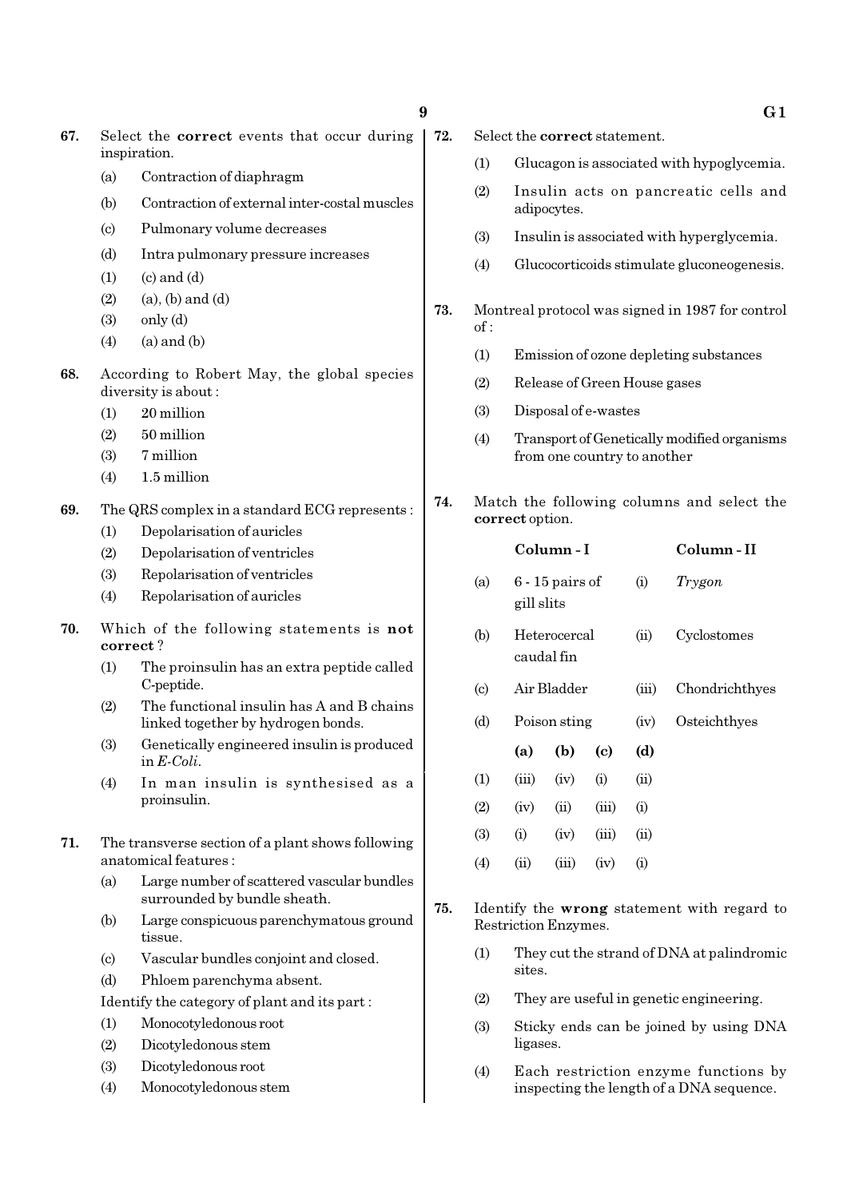**67.** Select the **correct** events that occur during inspiration.

(a) Contraction of diaphragm

(b) Contraction of external inter-costal muscles

(c) Pulmonary volume decreases

(d) Intra pulmonary pressure increases

(1) (c) and (d)

(2) (a), (b) and (d)

(3) only (d)

(4) (a) and (b)

**68.** According to Robert May, the global species diversity is about :

(1) 20 million

(2) 50 million

(3) 7 million

(4) 1.5 million

**69.** The QRS complex in a standard ECG represents :

(1) Depolarisation of auricles

(2) Depolarisation of ventricles

(3) Repolarisation of ventricles

(4) Repolarisation of auricles

**70.** Which of the following statements is **not correct** ?

(1) The proinsulin has an extra peptide called C-peptide.

(2) The functional insulin has A and B chains linked together by hydrogen bonds.

(3) Genetically engineered insulin is produced in *E-Coli*.

(4) In man insulin is synthesised as a proinsulin.

**71.** The transverse section of a plant shows following anatomical features :

(a) Large number of scattered vascular bundles surrounded by bundle sheath.

(b) Large conspicuous parenchymatous ground tissue.

(c) Vascular bundles conjoint and closed.

(d) Phloem parenchyma absent.

Identify the category of plant and its part :

(1) Monocotyledonous root

(2) Dicotyledonous stem

(3) Dicotyledonous root

(4) Monocotyledonous stem

**72.** Select the **correct** statement.

(1) Glucagon is associated with hypoglycemia.

(2) Insulin acts on pancreatic cells and adipocytes.

(3) Insulin is associated with hyperglycemia.

(4) Glucocorticoids stimulate gluconeogenesis.

**73.** Montreal protocol was signed in 1987 for control of :

(1) Emission of ozone depleting substances

(2) Release of Green House gases

(3) Disposal of e-wastes

(4) Transport of Genetically modified organisms from one country to another

**74.** Match the following columns and select the **correct** option.

| | Column - I | | Column - II |
|---|---|---|---|
| (a) | 6 - 15 pairs of gill slits | (i) | *Trygon* |
| (b) | Heterocercal caudal fin | (ii) | Cyclostomes |
| (c) | Air Bladder | (iii) | Chondrichthyes |
| (d) | Poison sting | (iv) | Osteichthyes |

| | (a) | (b) | (c) | (d) |
|---|---|---|---|---|
| (1) | (iii) | (iv) | (i) | (ii) |
| (2) | (iv) | (ii) | (iii) | (i) |
| (3) | (i) | (iv) | (iii) | (ii) |
| (4) | (ii) | (iii) | (iv) | (i) |

**75.** Identify the **wrong** statement with regard to Restriction Enzymes.

(1) They cut the strand of DNA at palindromic sites.

(2) They are useful in genetic engineering.

(3) Sticky ends can be joined by using DNA ligases.

(4) Each restriction enzyme functions by inspecting the length of a DNA sequence.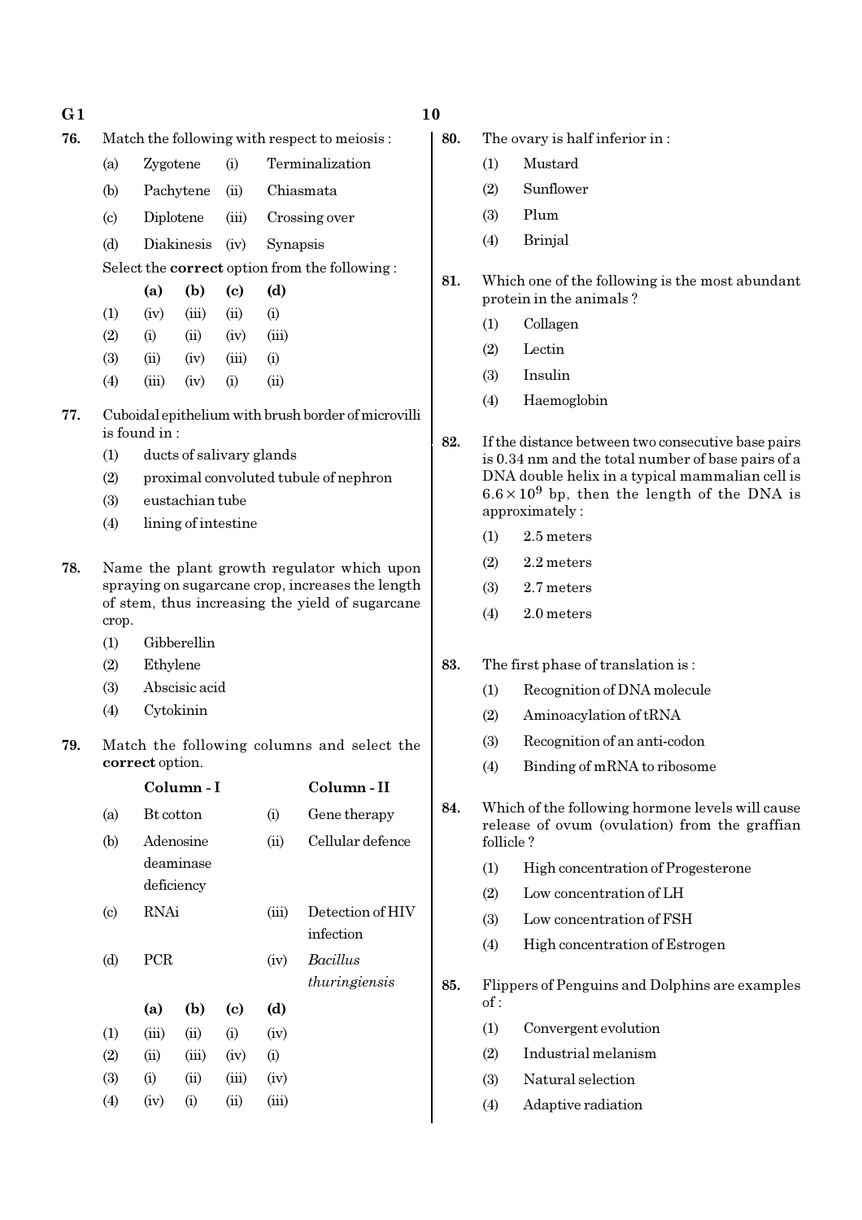76. Match the following with respect to meiosis :

| | | | |
|---|---|---|---|
| (a) | Zygotene | (i) | Terminalization |
| (b) | Pachytene | (ii) | Chiasmata |
| (c) | Diplotene | (iii) | Crossing over |
| (d) | Diakinesis | (iv) | Synapsis |

Select the **correct** option from the following :

| | (a) | (b) | (c) | (d) |
|---|---|---|---|---|
| (1) | (iv) | (iii) | (ii) | (i) |
| (2) | (i) | (ii) | (iv) | (iii) |
| (3) | (ii) | (iv) | (iii) | (i) |
| (4) | (iii) | (iv) | (i) | (ii) |

77. Cuboidal epithelium with brush border of microvilli is found in :

(1) ducts of salivary glands
(2) proximal convoluted tubule of nephron
(3) eustachian tube
(4) lining of intestine

78. Name the plant growth regulator which upon spraying on sugarcane crop, increases the length of stem, thus increasing the yield of sugarcane crop.

(1) Gibberellin
(2) Ethylene
(3) Abscisic acid
(4) Cytokinin

79. Match the following columns and select the **correct** option.

| | Column - I | | Column - II |
|---|---|---|---|
| (a) | Bt cotton | (i) | Gene therapy |
| (b) | Adenosine deaminase deficiency | (ii) | Cellular defence |
| (c) | RNAi | (iii) | Detection of HIV infection |
| (d) | PCR | (iv) | *Bacillus thuringiensis* |

| | (a) | (b) | (c) | (d) |
|---|---|---|---|---|
| (1) | (iii) | (ii) | (i) | (iv) |
| (2) | (ii) | (iii) | (iv) | (i) |
| (3) | (i) | (ii) | (iii) | (iv) |
| (4) | (iv) | (i) | (ii) | (iii) |

80. The ovary is half inferior in :

(1) Mustard
(2) Sunflower
(3) Plum
(4) Brinjal

81. Which one of the following is the most abundant protein in the animals ?

(1) Collagen
(2) Lectin
(3) Insulin
(4) Haemoglobin

82. If the distance between two consecutive base pairs is 0.34 nm and the total number of base pairs of a DNA double helix in a typical mammalian cell is $6.6 \times 10^9$ bp, then the length of the DNA is approximately :

(1) 2.5 meters
(2) 2.2 meters
(3) 2.7 meters
(4) 2.0 meters

83. The first phase of translation is :

(1) Recognition of DNA molecule
(2) Aminoacylation of tRNA
(3) Recognition of an anti-codon
(4) Binding of mRNA to ribosome

84. Which of the following hormone levels will cause release of ovum (ovulation) from the graffian follicle ?

(1) High concentration of Progesterone
(2) Low concentration of LH
(3) Low concentration of FSH
(4) High concentration of Estrogen

85. Flippers of Penguins and Dolphins are examples of :

(1) Convergent evolution
(2) Industrial melanism
(3) Natural selection
(4) Adaptive radiation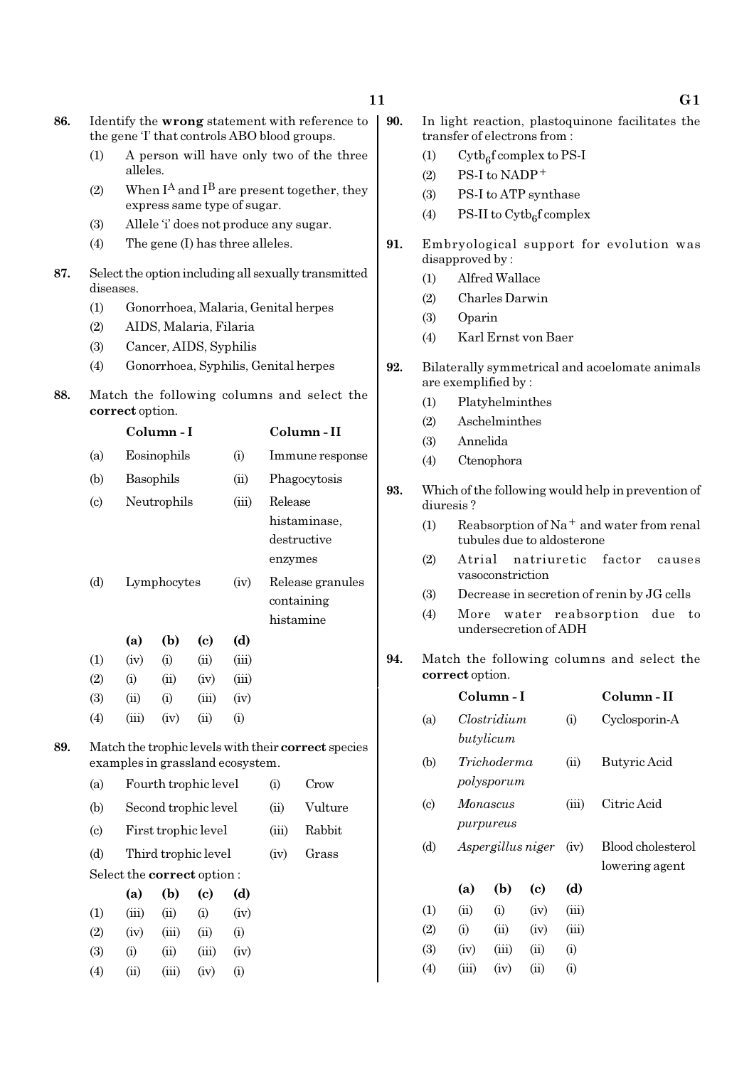**86.** Identify the **wrong** statement with reference to the gene 'I' that controls ABO blood groups.

(1) A person will have only two of the three alleles.

(2) When $I^A$ and $I^B$ are present together, they express same type of sugar.

(3) Allele 'i' does not produce any sugar.

(4) The gene (I) has three alleles.

**87.** Select the option including all sexually transmitted diseases.

(1) Gonorrhoea, Malaria, Genital herpes

(2) AIDS, Malaria, Filaria

(3) Cancer, AIDS, Syphilis

(4) Gonorrhoea, Syphilis, Genital herpes

**88.** Match the following columns and select the **correct** option.

| | Column - I | | Column - II |
|---|---|---|---|
| (a) | Eosinophils | (i) | Immune response |
| (b) | Basophils | (ii) | Phagocytosis |
| (c) | Neutrophils | (iii) | Release histaminase, destructive enzymes |
| (d) | Lymphocytes | (iv) | Release granules containing histamine |

| | (a) | (b) | (c) | (d) |
|---|---|---|---|---|
| (1) | (iv) | (i) | (ii) | (iii) |
| (2) | (i) | (ii) | (iv) | (iii) |
| (3) | (ii) | (i) | (iii) | (iv) |
| (4) | (iii) | (iv) | (ii) | (i) |

**89.** Match the trophic levels with their **correct** species examples in grassland ecosystem.

| | | | |
|---|---|---|---|
| (a) | Fourth trophic level | (i) | Crow |
| (b) | Second trophic level | (ii) | Vulture |
| (c) | First trophic level | (iii) | Rabbit |
| (d) | Third trophic level | (iv) | Grass |

Select the **correct** option :

| | (a) | (b) | (c) | (d) |
|---|---|---|---|---|
| (1) | (iii) | (ii) | (i) | (iv) |
| (2) | (iv) | (iii) | (ii) | (i) |
| (3) | (i) | (ii) | (iii) | (iv) |
| (4) | (ii) | (iii) | (iv) | (i) |

**90.** In light reaction, plastoquinone facilitates the transfer of electrons from :

(1) $Cytb_6f$ complex to PS-I

(2) PS-I to $NADP^+$

(3) PS-I to ATP synthase

(4) PS-II to $Cytb_6f$ complex

**91.** Embryological support for evolution was disapproved by :

(1) Alfred Wallace

(2) Charles Darwin

(3) Oparin

(4) Karl Ernst von Baer

**92.** Bilaterally symmetrical and acoelomate animals are exemplified by :

(1) Platyhelminthes

(2) Aschelminthes

(3) Annelida

(4) Ctenophora

**93.** Which of the following would help in prevention of diuresis ?

(1) Reabsorption of $Na^+$ and water from renal tubules due to aldosterone

(2) Atrial natriuretic factor causes vasoconstriction

(3) Decrease in secretion of renin by JG cells

(4) More water reabsorption due to undersecretion of ADH

**94.** Match the following columns and select the **correct** option.

| | Column - I | | Column - II |
|---|---|---|---|
| (a) | *Clostridium butylicum* | (i) | Cyclosporin-A |
| (b) | *Trichoderma polysporum* | (ii) | Butyric Acid |
| (c) | *Monascus purpureus* | (iii) | Citric Acid |
| (d) | *Aspergillus niger* | (iv) | Blood cholesterol lowering agent |

| | (a) | (b) | (c) | (d) |
|---|---|---|---|---|
| (1) | (ii) | (i) | (iv) | (iii) |
| (2) | (i) | (ii) | (iv) | (iii) |
| (3) | (iv) | (iii) | (ii) | (i) |
| (4) | (iii) | (iv) | (ii) | (i) |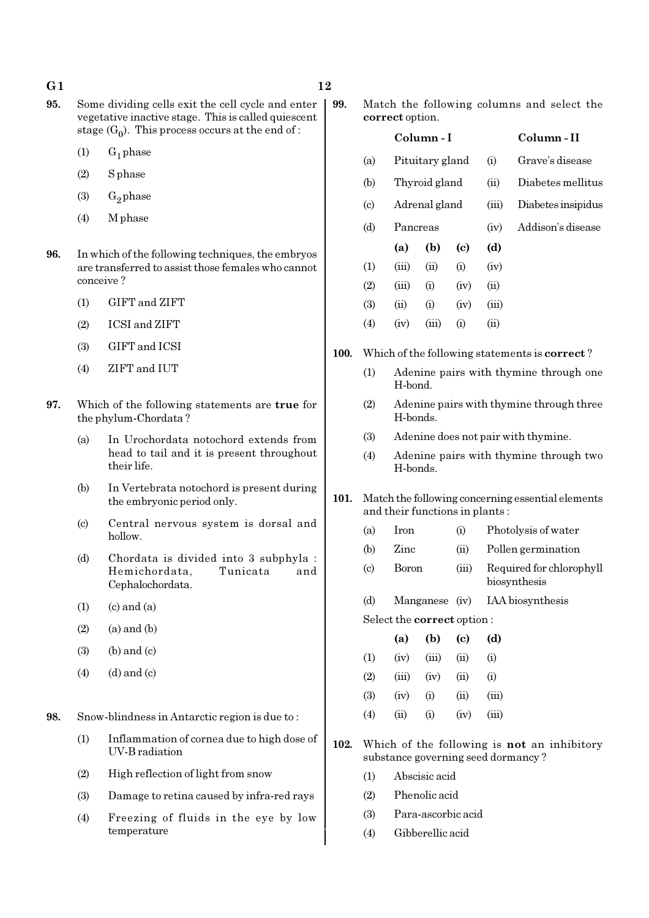**95.** Some dividing cells exit the cell cycle and enter vegetative inactive stage. This is called quiescent stage ($G_0$). This process occurs at the end of :

(1) $G_1$ phase

(2) S phase

(3) $G_2$ phase

(4) M phase

**96.** In which of the following techniques, the embryos are transferred to assist those females who cannot conceive ?

(1) GIFT and ZIFT

(2) ICSI and ZIFT

(3) GIFT and ICSI

(4) ZIFT and IUT

**97.** Which of the following statements are **true** for the phylum-Chordata ?

(a) In Urochordata notochord extends from head to tail and it is present throughout their life.

(b) In Vertebrata notochord is present during the embryonic period only.

(c) Central nervous system is dorsal and hollow.

(d) Chordata is divided into 3 subphyla : Hemichordata, Tunicata and Cephalochordata.

(1) (c) and (a)

(2) (a) and (b)

(3) (b) and (c)

(4) (d) and (c)

**98.** Snow-blindness in Antarctic region is due to :

(1) Inflammation of cornea due to high dose of UV-B radiation

(2) High reflection of light from snow

(3) Damage to retina caused by infra-red rays

(4) Freezing of fluids in the eye by low temperature

**99.** Match the following columns and select the **correct** option.

| | Column - I | | Column - II |
|---|---|---|---|
| (a) | Pituitary gland | (i) | Grave's disease |
| (b) | Thyroid gland | (ii) | Diabetes mellitus |
| (c) | Adrenal gland | (iii) | Diabetes insipidus |
| (d) | Pancreas | (iv) | Addison's disease |

| | (a) | (b) | (c) | (d) |
|---|---|---|---|---|
| (1) | (iii) | (ii) | (i) | (iv) |
| (2) | (iii) | (i) | (iv) | (ii) |
| (3) | (ii) | (i) | (iv) | (iii) |
| (4) | (iv) | (iii) | (i) | (ii) |

**100.** Which of the following statements is **correct** ?

(1) Adenine pairs with thymine through one H-bond.

(2) Adenine pairs with thymine through three H-bonds.

(3) Adenine does not pair with thymine.

(4) Adenine pairs with thymine through two H-bonds.

**101.** Match the following concerning essential elements and their functions in plants :

| | | | |
|---|---|---|---|
| (a) | Iron | (i) | Photolysis of water |
| (b) | Zinc | (ii) | Pollen germination |
| (c) | Boron | (iii) | Required for chlorophyll biosynthesis |
| (d) | Manganese | (iv) | IAA biosynthesis |

Select the **correct** option :

| | (a) | (b) | (c) | (d) |
|---|---|---|---|---|
| (1) | (iv) | (iii) | (ii) | (i) |
| (2) | (iii) | (iv) | (ii) | (i) |
| (3) | (iv) | (i) | (ii) | (iii) |
| (4) | (ii) | (i) | (iv) | (iii) |

**102.** Which of the following is **not** an inhibitory substance governing seed dormancy ?

(1) Abscisic acid

(2) Phenolic acid

(3) Para-ascorbic acid

(4) Gibberellic acid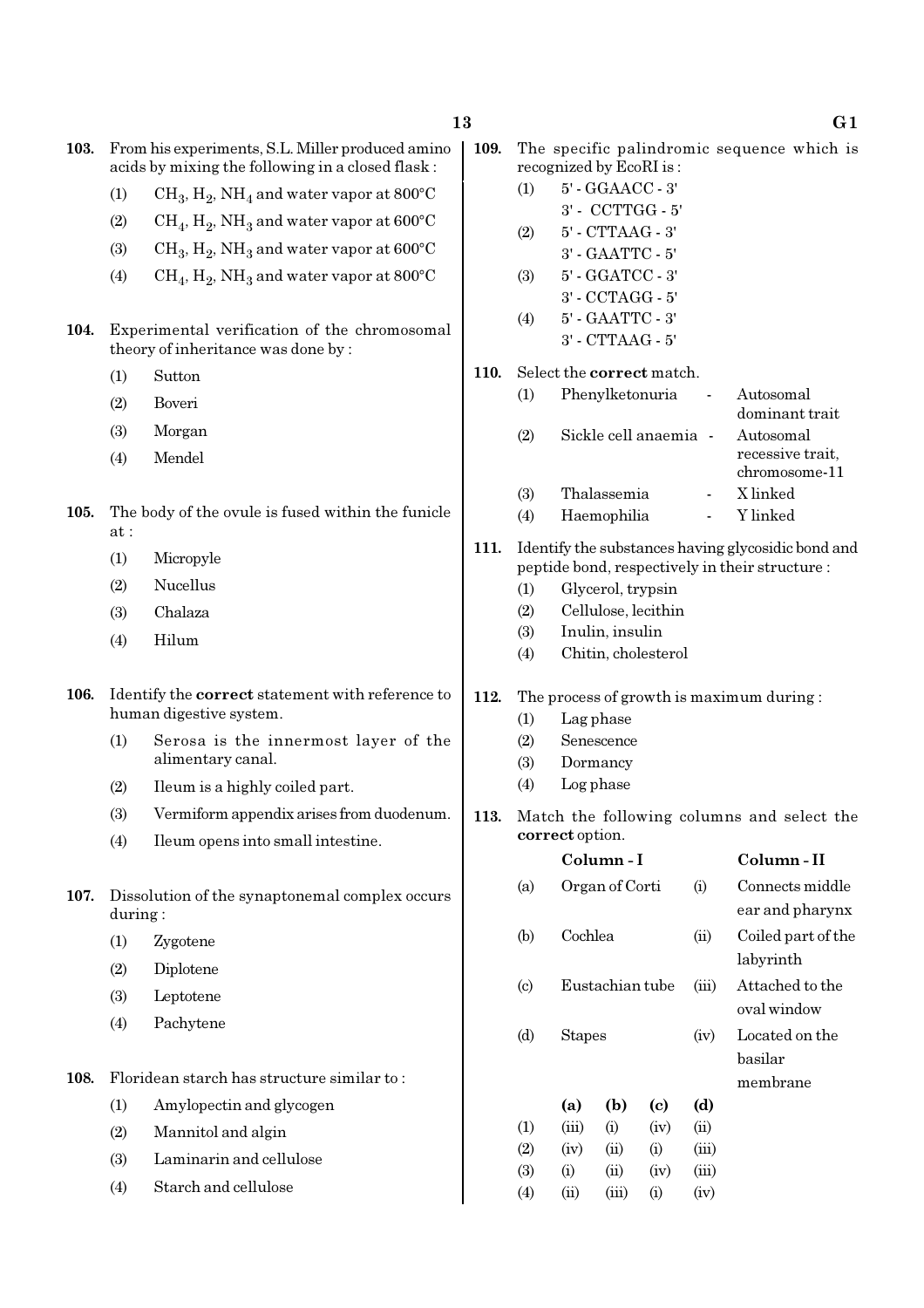**103.** From his experiments, S.L. Miller produced amino acids by mixing the following in a closed flask :

(1) $CH_3$, $H_2$, $NH_4$ and water vapor at 800°C

(2) $CH_4$, $H_2$, $NH_3$ and water vapor at 600°C

(3) $CH_3$, $H_2$, $NH_3$ and water vapor at 600°C

(4) $CH_4$, $H_2$, $NH_3$ and water vapor at 800°C

**104.** Experimental verification of the chromosomal theory of inheritance was done by :

(1) Sutton

(2) Boveri

(3) Morgan

(4) Mendel

**105.** The body of the ovule is fused within the funicle at :

(1) Micropyle

(2) Nucellus

(3) Chalaza

(4) Hilum

**106.** Identify the **correct** statement with reference to human digestive system.

(1) Serosa is the innermost layer of the alimentary canal.

(2) Ileum is a highly coiled part.

(3) Vermiform appendix arises from duodenum.

(4) Ileum opens into small intestine.

**107.** Dissolution of the synaptonemal complex occurs during :

(1) Zygotene

(2) Diplotene

(3) Leptotene

(4) Pachytene

**108.** Floridean starch has structure similar to :

(1) Amylopectin and glycogen

(2) Mannitol and algin

(3) Laminarin and cellulose

(4) Starch and cellulose

**109.** The specific palindromic sequence which is recognized by EcoRI is :

(1) 5' - GGAACC - 3'
3' - CCTTGG - 5'

(2) 5' - CTTAAG - 3'
3' - GAATTC - 5'

(3) 5' - GGATCC - 3'
3' - CCTAGG - 5'

(4) 5' - GAATTC - 3'
3' - CTTAAG - 5'

**110.** Select the **correct** match.

(1) Phenylketonuria - Autosomal dominant trait

(2) Sickle cell anaemia - Autosomal recessive trait, chromosome-11

(3) Thalassemia - X linked

(4) Haemophilia - Y linked

**111.** Identify the substances having glycosidic bond and peptide bond, respectively in their structure :

(1) Glycerol, trypsin

(2) Cellulose, lecithin

(3) Inulin, insulin

(4) Chitin, cholesterol

**112.** The process of growth is maximum during :

(1) Lag phase

(2) Senescence

(3) Dormancy

(4) Log phase

**113.** Match the following columns and select the **correct** option.

| | Column - I | | Column - II |
|---|---|---|---|
| (a) | Organ of Corti | (i) | Connects middle ear and pharynx |
| (b) | Cochlea | (ii) | Coiled part of the labyrinth |
| (c) | Eustachian tube | (iii) | Attached to the oval window |
| (d) | Stapes | (iv) | Located on the basilar membrane |

| | (a) | (b) | (c) | (d) |
|---|---|---|---|---|
| (1) | (iii) | (i) | (iv) | (ii) |
| (2) | (iv) | (ii) | (i) | (iii) |
| (3) | (i) | (ii) | (iv) | (iii) |
| (4) | (ii) | (iii) | (i) | (iv) |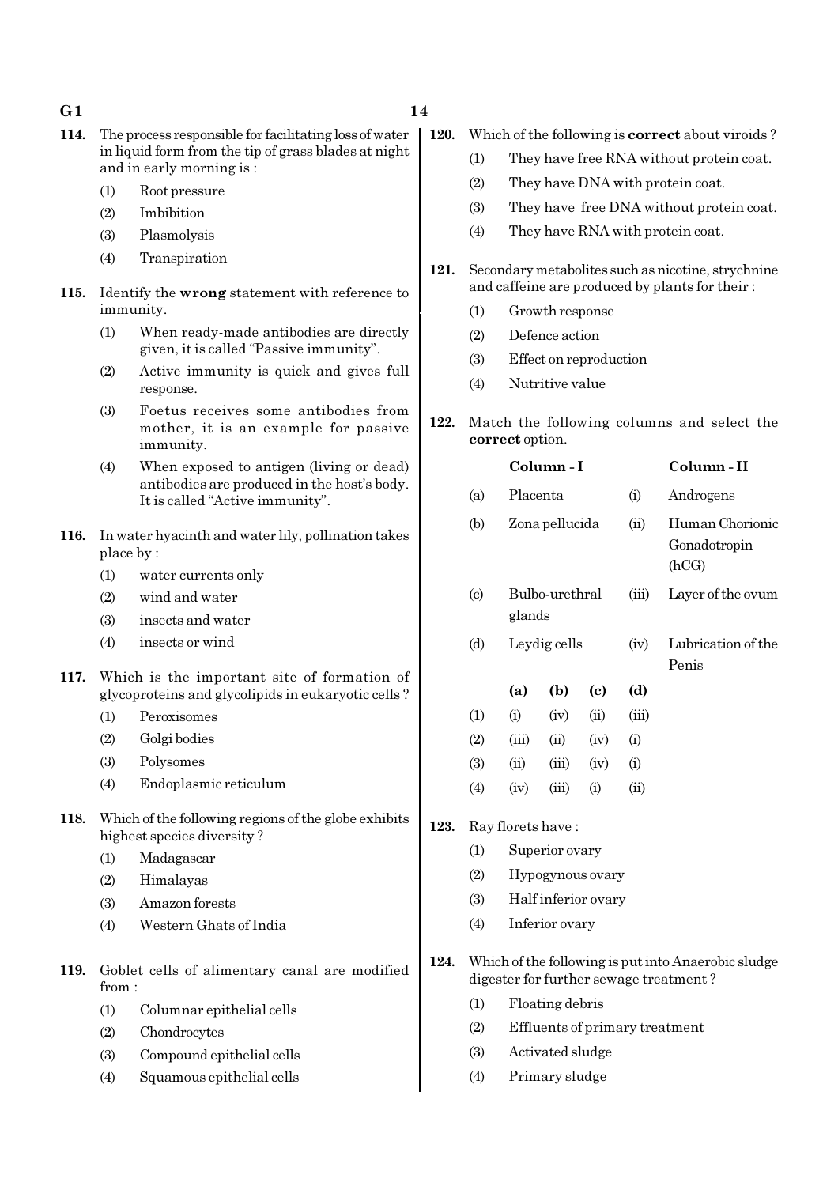**114.** The process responsible for facilitating loss of water in liquid form from the tip of grass blades at night and in early morning is :

(1) Root pressure
(2) Imbibition
(3) Plasmolysis
(4) Transpiration

**115.** Identify the **wrong** statement with reference to immunity.

(1) When ready-made antibodies are directly given, it is called "Passive immunity".
(2) Active immunity is quick and gives full response.
(3) Foetus receives some antibodies from mother, it is an example for passive immunity.
(4) When exposed to antigen (living or dead) antibodies are produced in the host's body. It is called "Active immunity".

**116.** In water hyacinth and water lily, pollination takes place by :

(1) water currents only
(2) wind and water
(3) insects and water
(4) insects or wind

**117.** Which is the important site of formation of glycoproteins and glycolipids in eukaryotic cells ?

(1) Peroxisomes
(2) Golgi bodies
(3) Polysomes
(4) Endoplasmic reticulum

**118.** Which of the following regions of the globe exhibits highest species diversity ?

(1) Madagascar
(2) Himalayas
(3) Amazon forests
(4) Western Ghats of India

**119.** Goblet cells of alimentary canal are modified from :

(1) Columnar epithelial cells
(2) Chondrocytes
(3) Compound epithelial cells
(4) Squamous epithelial cells

**120.** Which of the following is **correct** about viroids ?

(1) They have free RNA without protein coat.
(2) They have DNA with protein coat.
(3) They have free DNA without protein coat.
(4) They have RNA with protein coat.

**121.** Secondary metabolites such as nicotine, strychnine and caffeine are produced by plants for their :

(1) Growth response
(2) Defence action
(3) Effect on reproduction
(4) Nutritive value

**122.** Match the following columns and select the **correct** option.

| | Column - I | | Column - II |
|---|---|---|---|
| (a) | Placenta | (i) | Androgens |
| (b) | Zona pellucida | (ii) | Human Chorionic Gonadotropin (hCG) |
| (c) | Bulbo-urethral glands | (iii) | Layer of the ovum |
| (d) | Leydig cells | (iv) | Lubrication of the Penis |

| | (a) | (b) | (c) | (d) |
|---|---|---|---|---|
| (1) | (i) | (iv) | (ii) | (iii) |
| (2) | (iii) | (ii) | (iv) | (i) |
| (3) | (ii) | (iii) | (iv) | (i) |
| (4) | (iv) | (iii) | (i) | (ii) |

**123.** Ray florets have :

(1) Superior ovary
(2) Hypogynous ovary
(3) Half inferior ovary
(4) Inferior ovary

**124.** Which of the following is put into Anaerobic sludge digester for further sewage treatment ?

(1) Floating debris
(2) Effluents of primary treatment
(3) Activated sludge
(4) Primary sludge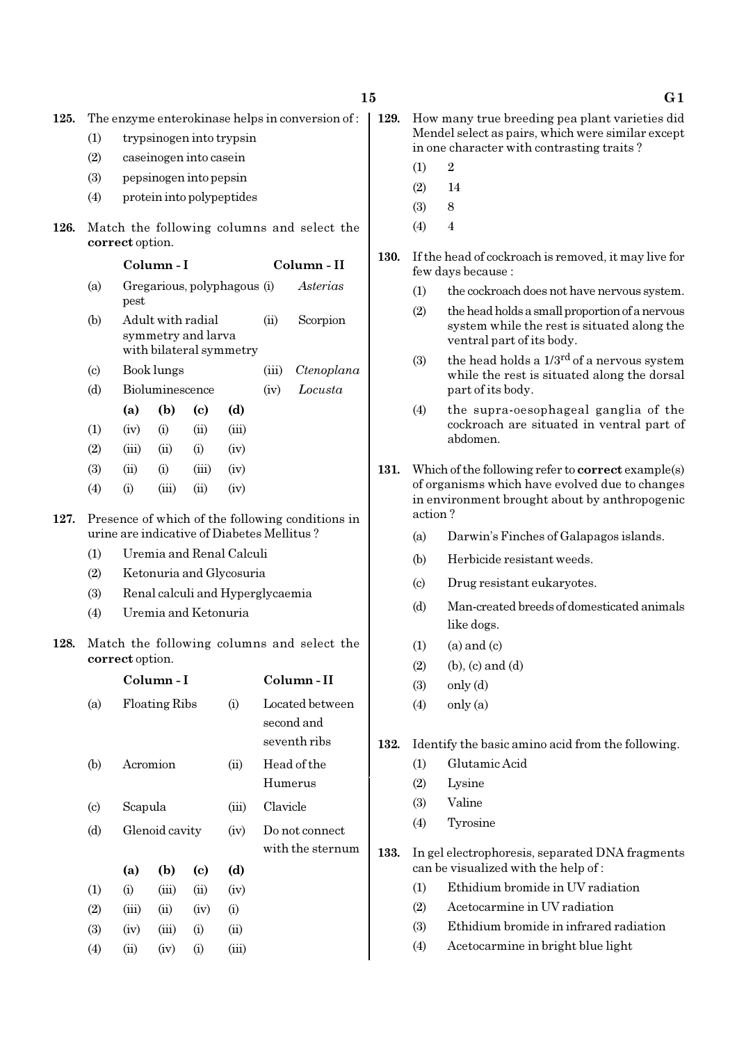**125.** The enzyme enterokinase helps in conversion of :

(1) trypsinogen into trypsin

(2) caseinogen into casein

(3) pepsinogen into pepsin

(4) protein into polypeptides

**126.** Match the following columns and select the **correct** option.

| | Column - I | | Column - II |
|---|---|---|---|
| (a) | Gregarious, polyphagous pest | (i) | *Asterias* |
| (b) | Adult with radial symmetry and larva with bilateral symmetry | (ii) | Scorpion |
| (c) | Book lungs | (iii) | *Ctenoplana* |
| (d) | Bioluminescence | (iv) | *Locusta* |

| | (a) | (b) | (c) | (d) |
|---|---|---|---|---|
| (1) | (iv) | (i) | (ii) | (iii) |
| (2) | (iii) | (ii) | (i) | (iv) |
| (3) | (ii) | (i) | (iii) | (iv) |
| (4) | (i) | (iii) | (ii) | (iv) |

**127.** Presence of which of the following conditions in urine are indicative of Diabetes Mellitus ?

(1) Uremia and Renal Calculi

(2) Ketonuria and Glycosuria

(3) Renal calculi and Hyperglycaemia

(4) Uremia and Ketonuria

**128.** Match the following columns and select the **correct** option.

| | Column - I | | Column - II |
|---|---|---|---|
| (a) | Floating Ribs | (i) | Located between second and seventh ribs |
| (b) | Acromion | (ii) | Head of the Humerus |
| (c) | Scapula | (iii) | Clavicle |
| (d) | Glenoid cavity | (iv) | Do not connect with the sternum |

| | (a) | (b) | (c) | (d) |
|---|---|---|---|---|
| (1) | (i) | (iii) | (ii) | (iv) |
| (2) | (iii) | (ii) | (iv) | (i) |
| (3) | (iv) | (iii) | (i) | (ii) |
| (4) | (ii) | (iv) | (i) | (iii) |

**129.** How many true breeding pea plant varieties did Mendel select as pairs, which were similar except in one character with contrasting traits ?

(1) 2

(2) 14

(3) 8

(4) 4

**130.** If the head of cockroach is removed, it may live for few days because :

(1) the cockroach does not have nervous system.

(2) the head holds a small proportion of a nervous system while the rest is situated along the ventral part of its body.

(3) the head holds a 1/3$^{rd}$ of a nervous system while the rest is situated along the dorsal part of its body.

(4) the supra-oesophageal ganglia of the cockroach are situated in ventral part of abdomen.

**131.** Which of the following refer to **correct** example(s) of organisms which have evolved due to changes in environment brought about by anthropogenic action ?

(a) Darwin's Finches of Galapagos islands.

(b) Herbicide resistant weeds.

(c) Drug resistant eukaryotes.

(d) Man-created breeds of domesticated animals like dogs.

(1) (a) and (c)

(2) (b), (c) and (d)

(3) only (d)

(4) only (a)

**132.** Identify the basic amino acid from the following.

(1) Glutamic Acid

(2) Lysine

(3) Valine

(4) Tyrosine

**133.** In gel electrophoresis, separated DNA fragments can be visualized with the help of :

(1) Ethidium bromide in UV radiation

(2) Acetocarmine in UV radiation

(3) Ethidium bromide in infrared radiation

(4) Acetocarmine in bright blue light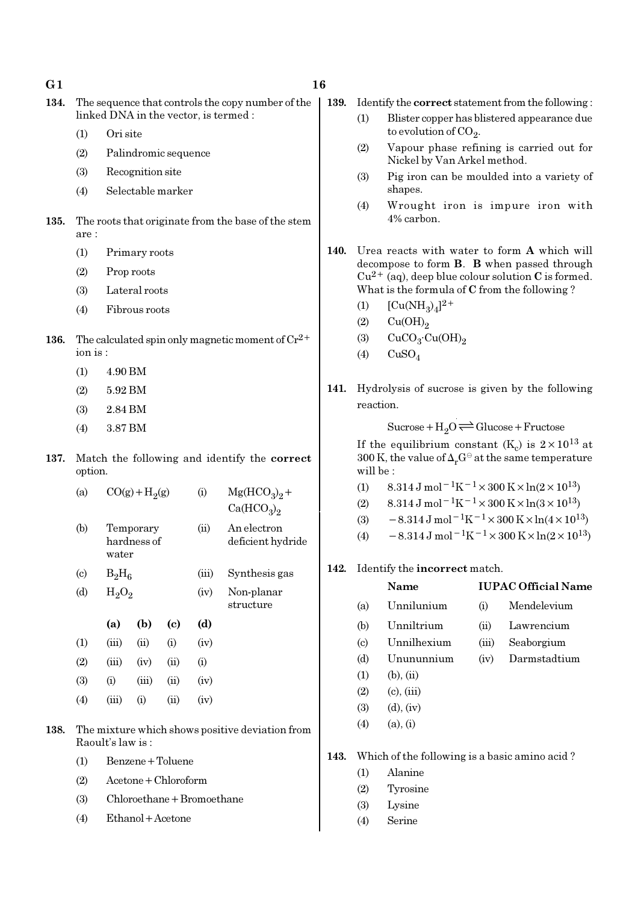134. The sequence that controls the copy number of the linked DNA in the vector, is termed :

(1) Ori site

(2) Palindromic sequence

(3) Recognition site

(4) Selectable marker

135. The roots that originate from the base of the stem are :

(1) Primary roots

(2) Prop roots

(3) Lateral roots

(4) Fibrous roots

136. The calculated spin only magnetic moment of $Cr^{2+}$ ion is :

(1) 4.90 BM

(2) 5.92 BM

(3) 2.84 BM

(4) 3.87 BM

137. Match the following and identify the **correct** option.

| | | | |
|---|---|---|---|
| (a) | $CO(g) + H_2(g)$ | (i) | $Mg(HCO_3)_2 + Ca(HCO_3)_2$ |
| (b) | Temporary hardness of water | (ii) | An electron deficient hydride |
| (c) | $B_2H_6$ | (iii) | Synthesis gas |
| (d) | $H_2O_2$ | (iv) | Non-planar structure |

| | (a) | (b) | (c) | (d) |
|---|---|---|---|---|
| (1) | (iii) | (ii) | (i) | (iv) |
| (2) | (iii) | (iv) | (ii) | (i) |
| (3) | (i) | (iii) | (ii) | (iv) |
| (4) | (iii) | (i) | (ii) | (iv) |

138. The mixture which shows positive deviation from Raoult's law is :

(1) Benzene + Toluene

(2) Acetone + Chloroform

(3) Chloroethane + Bromoethane

(4) Ethanol + Acetone

139. Identify the **correct** statement from the following :

(1) Blister copper has blistered appearance due to evolution of $CO_2$.

(2) Vapour phase refining is carried out for Nickel by Van Arkel method.

(3) Pig iron can be moulded into a variety of shapes.

(4) Wrought iron is impure iron with 4% carbon.

140. Urea reacts with water to form **A** which will decompose to form **B**. **B** when passed through $Cu^{2+}$ (aq), deep blue colour solution **C** is formed. What is the formula of **C** from the following ?

(1) $[Cu(NH_3)_4]^{2+}$

(2) $Cu(OH)_2$

(3) $CuCO_3 \cdot Cu(OH)_2$

(4) $CuSO_4$

141. Hydrolysis of sucrose is given by the following reaction.

$$\text{Sucrose} + H_2O \rightleftharpoons \text{Glucose} + \text{Fructose}$$

If the equilibrium constant ($K_c$) is $2 \times 10^{13}$ at 300 K, the value of $\Delta_r G^\ominus$ at the same temperature will be :

(1) $8.314\ J\ mol^{-1}K^{-1} \times 300\ K \times \ln(2 \times 10^{13})$

(2) $8.314\ J\ mol^{-1}K^{-1} \times 300\ K \times \ln(3 \times 10^{13})$

(3) $-8.314\ J\ mol^{-1}K^{-1} \times 300\ K \times \ln(4 \times 10^{13})$

(4) $-8.314\ J\ mol^{-1}K^{-1} \times 300\ K \times \ln(2 \times 10^{13})$

142. Identify the **incorrect** match.

| | Name | | IUPAC Official Name |
|---|---|---|---|
| (a) | Unnilunium | (i) | Mendelevium |
| (b) | Unniltrium | (ii) | Lawrencium |
| (c) | Unnilhexium | (iii) | Seaborgium |
| (d) | Unununnium | (iv) | Darmstadtium |

(1) (b), (ii)

(2) (c), (iii)

(3) (d), (iv)

(4) (a), (i)

143. Which of the following is a basic amino acid ?

(1) Alanine

(2) Tyrosine

(3) Lysine

(4) Serine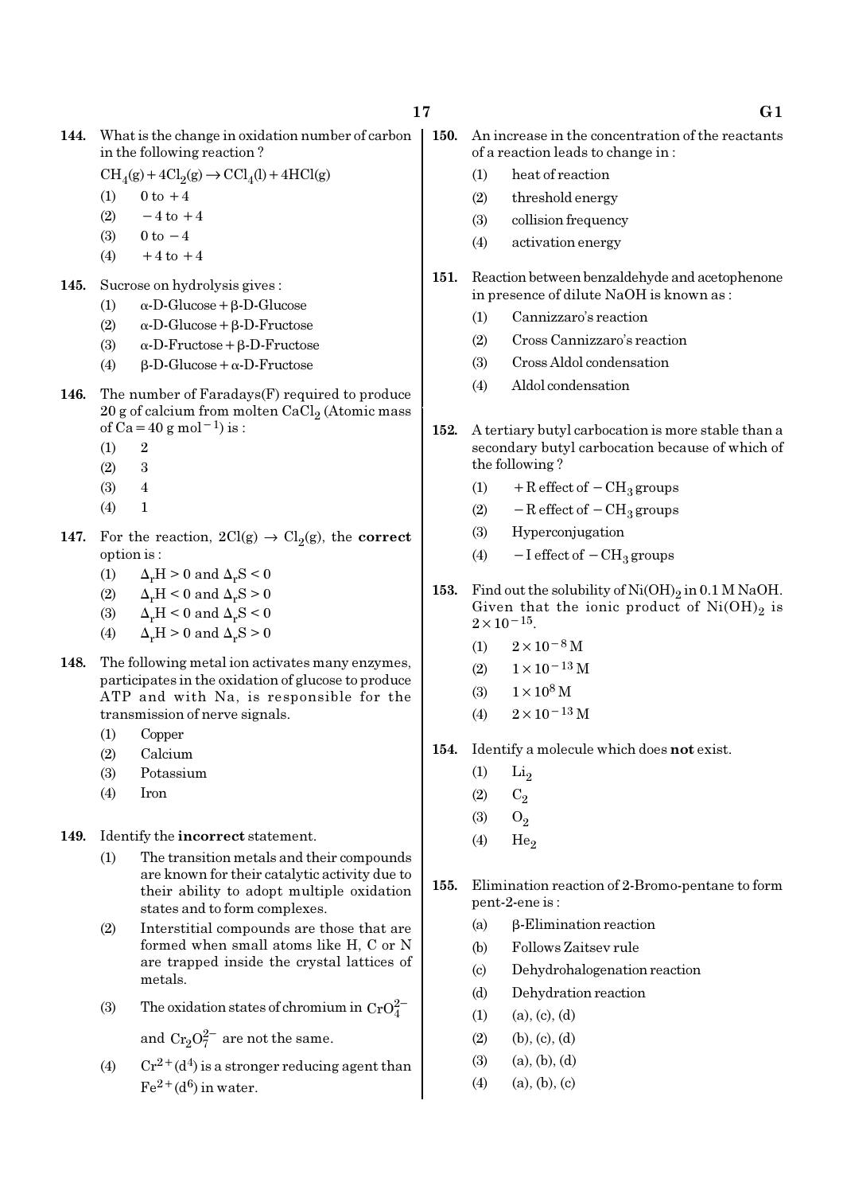**144.** What is the change in oxidation number of carbon in the following reaction ?

$CH_4(g) + 4Cl_2(g) \rightarrow CCl_4(l) + 4HCl(g)$

(1) 0 to +4
(2) −4 to +4
(3) 0 to −4
(4) +4 to +4

**145.** Sucrose on hydrolysis gives :

(1) α-D-Glucose + β-D-Glucose
(2) α-D-Glucose + β-D-Fructose
(3) α-D-Fructose + β-D-Fructose
(4) β-D-Glucose + α-D-Fructose

**146.** The number of Faradays(F) required to produce 20 g of calcium from molten $CaCl_2$ (Atomic mass of Ca = 40 g $mol^{-1}$) is :

(1) 2
(2) 3
(3) 4
(4) 1

**147.** For the reaction, $2Cl(g) \rightarrow Cl_2(g)$, the **correct** option is :

(1) $\Delta_r H > 0$ and $\Delta_r S < 0$
(2) $\Delta_r H < 0$ and $\Delta_r S > 0$
(3) $\Delta_r H < 0$ and $\Delta_r S < 0$
(4) $\Delta_r H > 0$ and $\Delta_r S > 0$

**148.** The following metal ion activates many enzymes, participates in the oxidation of glucose to produce ATP and with Na, is responsible for the transmission of nerve signals.

(1) Copper
(2) Calcium
(3) Potassium
(4) Iron

**149.** Identify the **incorrect** statement.

(1) The transition metals and their compounds are known for their catalytic activity due to their ability to adopt multiple oxidation states and to form complexes.
(2) Interstitial compounds are those that are formed when small atoms like H, C or N are trapped inside the crystal lattices of metals.
(3) The oxidation states of chromium in $CrO_4^{2-}$ and $Cr_2O_7^{2-}$ are not the same.
(4) $Cr^{2+}(d^4)$ is a stronger reducing agent than $Fe^{2+}(d^6)$ in water.

**150.** An increase in the concentration of the reactants of a reaction leads to change in :

(1) heat of reaction
(2) threshold energy
(3) collision frequency
(4) activation energy

**151.** Reaction between benzaldehyde and acetophenone in presence of dilute NaOH is known as :

(1) Cannizzaro's reaction
(2) Cross Cannizzaro's reaction
(3) Cross Aldol condensation
(4) Aldol condensation

**152.** A tertiary butyl carbocation is more stable than a secondary butyl carbocation because of which of the following ?

(1) +R effect of $-CH_3$ groups
(2) −R effect of $-CH_3$ groups
(3) Hyperconjugation
(4) −I effect of $-CH_3$ groups

**153.** Find out the solubility of $Ni(OH)_2$ in 0.1 M NaOH. Given that the ionic product of $Ni(OH)_2$ is $2 \times 10^{-15}$.

(1) $2 \times 10^{-8}$ M
(2) $1 \times 10^{-13}$ M
(3) $1 \times 10^{8}$ M
(4) $2 \times 10^{-13}$ M

**154.** Identify a molecule which does **not** exist.

(1) $Li_2$
(2) $C_2$
(3) $O_2$
(4) $He_2$

**155.** Elimination reaction of 2-Bromo-pentane to form pent-2-ene is :

(a) β-Elimination reaction
(b) Follows Zaitsev rule
(c) Dehydrohalogenation reaction
(d) Dehydration reaction

(1) (a), (c), (d)
(2) (b), (c), (d)
(3) (a), (b), (d)
(4) (a), (b), (c)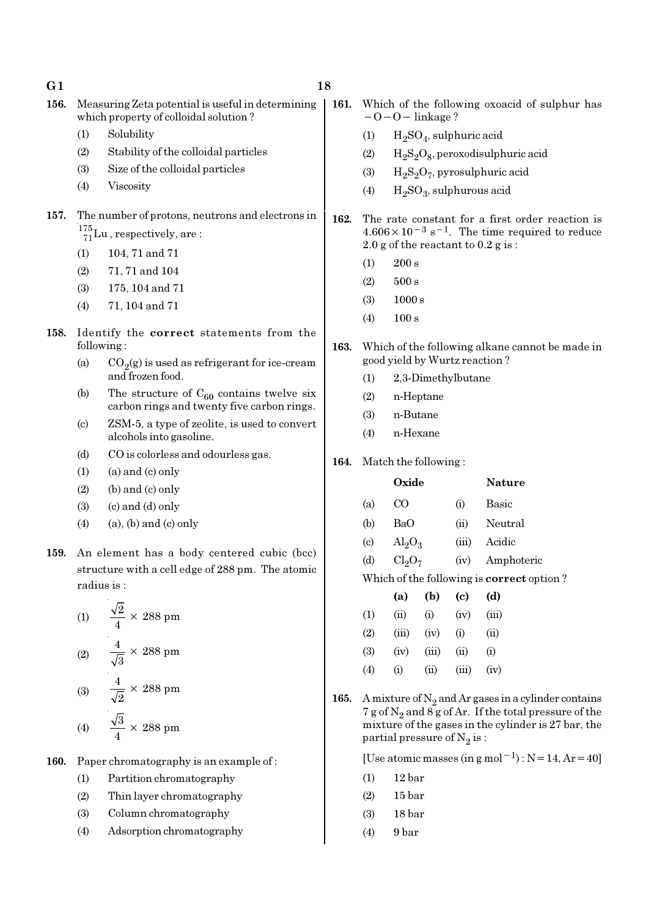**156.** Measuring Zeta potential is useful in determining which property of colloidal solution ?

(1) Solubility

(2) Stability of the colloidal particles

(3) Size of the colloidal particles

(4) Viscosity

**157.** The number of protons, neutrons and electrons in $^{175}_{71}Lu$, respectively, are :

(1) 104, 71 and 71

(2) 71, 71 and 104

(3) 175, 104 and 71

(4) 71, 104 and 71

**158.** Identify the **correct** statements from the following :

(a) $CO_2(g)$ is used as refrigerant for ice-cream and frozen food.

(b) The structure of $C_{60}$ contains twelve six carbon rings and twenty five carbon rings.

(c) ZSM-5, a type of zeolite, is used to convert alcohols into gasoline.

(d) CO is colorless and odourless gas.

(1) (a) and (c) only

(2) (b) and (c) only

(3) (c) and (d) only

(4) (a), (b) and (c) only

**159.** An element has a body centered cubic (bcc) structure with a cell edge of 288 pm. The atomic radius is :

(1) $\frac{\sqrt{2}}{4} \times 288$ pm

(2) $\frac{4}{\sqrt{3}} \times 288$ pm

(3) $\frac{4}{\sqrt{2}} \times 288$ pm

(4) $\frac{\sqrt{3}}{4} \times 288$ pm

**160.** Paper chromatography is an example of :

(1) Partition chromatography

(2) Thin layer chromatography

(3) Column chromatography

(4) Adsorption chromatography

**161.** Which of the following oxoacid of sulphur has $-O-O-$ linkage ?

(1) $H_2SO_4$, sulphuric acid

(2) $H_2S_2O_8$, peroxodisulphuric acid

(3) $H_2S_2O_7$, pyrosulphuric acid

(4) $H_2SO_3$, sulphurous acid

**162.** The rate constant for a first order reaction is $4.606 \times 10^{-3}\ s^{-1}$. The time required to reduce 2.0 g of the reactant to 0.2 g is :

(1) 200 s

(2) 500 s

(3) 1000 s

(4) 100 s

**163.** Which of the following alkane cannot be made in good yield by Wurtz reaction ?

(1) 2,3-Dimethylbutane

(2) n-Heptane

(3) n-Butane

(4) n-Hexane

**164.** Match the following :

| | Oxide | | Nature |
|---|---|---|---|
| (a) | CO | (i) | Basic |
| (b) | BaO | (ii) | Neutral |
| (c) | $Al_2O_3$ | (iii) | Acidic |
| (d) | $Cl_2O_7$ | (iv) | Amphoteric |

Which of the following is **correct** option ?

| | (a) | (b) | (c) | (d) |
|---|---|---|---|---|
| (1) | (ii) | (i) | (iv) | (iii) |
| (2) | (iii) | (iv) | (i) | (ii) |
| (3) | (iv) | (iii) | (ii) | (i) |
| (4) | (i) | (ii) | (iii) | (iv) |

**165.** A mixture of $N_2$ and Ar gases in a cylinder contains 7 g of $N_2$ and 8 g of Ar. If the total pressure of the mixture of the gases in the cylinder is 27 bar, the partial pressure of $N_2$ is :

[Use atomic masses (in g mol$^{-1}$) : N = 14, Ar = 40]

(1) 12 bar

(2) 15 bar

(3) 18 bar

(4) 9 bar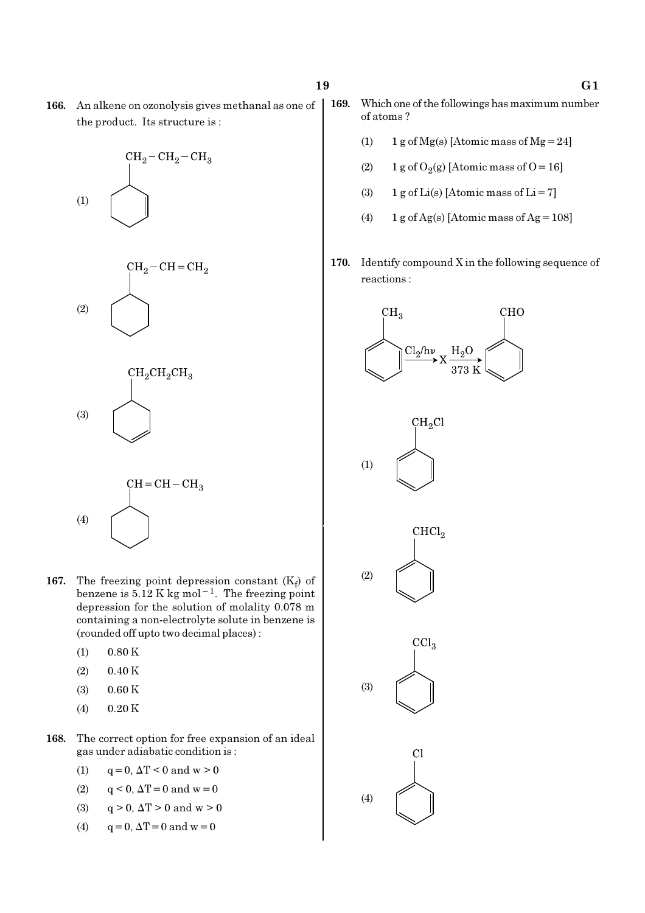166. An alkene on ozonolysis gives methanal as one of the product. Its structure is :

(1) Cyclohexene ring with $CH_2-CH_2-CH_3$ substituent

(2) Cyclohexane ring with $CH_2-CH=CH_2$ substituent

(3) Cyclohexene ring with $CH_2CH_2CH_3$ substituent

(4) Cyclohexane ring with $CH=CH-CH_3$ substituent

167. The freezing point depression constant ($K_f$) of benzene is 5.12 K kg mol$^{-1}$. The freezing point depression for the solution of molality 0.078 m containing a non-electrolyte solute in benzene is (rounded off upto two decimal places) :

(1) 0.80 K

(2) 0.40 K

(3) 0.60 K

(4) 0.20 K

168. The correct option for free expansion of an ideal gas under adiabatic condition is :

(1) $q = 0$, $\Delta T < 0$ and $w > 0$

(2) $q < 0$, $\Delta T = 0$ and $w = 0$

(3) $q > 0$, $\Delta T > 0$ and $w > 0$

(4) $q = 0$, $\Delta T = 0$ and $w = 0$

169. Which one of the followings has maximum number of atoms ?

(1) 1 g of Mg(s) [Atomic mass of Mg = 24]

(2) 1 g of $O_2$(g) [Atomic mass of O = 16]

(3) 1 g of Li(s) [Atomic mass of Li = 7]

(4) 1 g of Ag(s) [Atomic mass of Ag = 108]

170. Identify compound X in the following sequence of reactions :

$$C_6H_5CH_3 \xrightarrow{Cl_2/h\nu} X \xrightarrow[373\ K]{H_2O} C_6H_5CHO$$

(1) $C_6H_5CH_2Cl$

(2) $C_6H_5CHCl_2$

(3) $C_6H_5CCl_3$

(4) $C_6H_5Cl$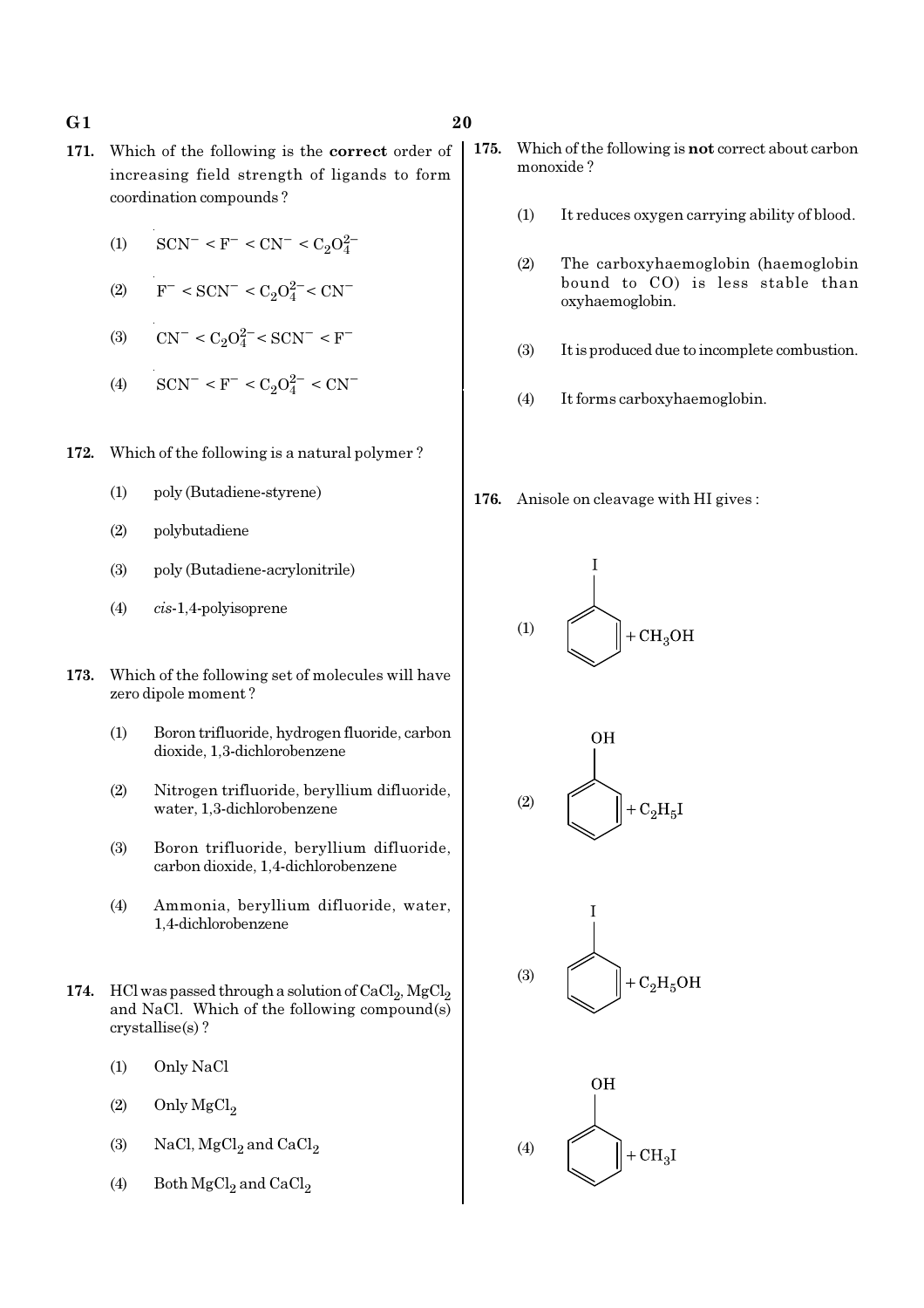171. Which of the following is the **correct** order of increasing field strength of ligands to form coordination compounds ?

(1) $SCN^- < F^- < CN^- < C_2O_4^{2-}$

(2) $F^- < SCN^- < C_2O_4^{2-} < CN^-$

(3) $CN^- < C_2O_4^{2-} < SCN^- < F^-$

(4) $SCN^- < F^- < C_2O_4^{2-} < CN^-$

172. Which of the following is a natural polymer ?

(1) poly (Butadiene-styrene)

(2) polybutadiene

(3) poly (Butadiene-acrylonitrile)

(4) *cis*-1,4-polyisoprene

173. Which of the following set of molecules will have zero dipole moment ?

(1) Boron trifluoride, hydrogen fluoride, carbon dioxide, 1,3-dichlorobenzene

(2) Nitrogen trifluoride, beryllium difluoride, water, 1,3-dichlorobenzene

(3) Boron trifluoride, beryllium difluoride, carbon dioxide, 1,4-dichlorobenzene

(4) Ammonia, beryllium difluoride, water, 1,4-dichlorobenzene

174. HCl was passed through a solution of $CaCl_2$, $MgCl_2$ and NaCl. Which of the following compound(s) crystallise(s) ?

(1) Only NaCl

(2) Only $MgCl_2$

(3) NaCl, $MgCl_2$ and $CaCl_2$

(4) Both $MgCl_2$ and $CaCl_2$

175. Which of the following is **not** correct about carbon monoxide ?

(1) It reduces oxygen carrying ability of blood.

(2) The carboxyhaemoglobin (haemoglobin bound to CO) is less stable than oxyhaemoglobin.

(3) It is produced due to incomplete combustion.

(4) It forms carboxyhaemoglobin.

176. Anisole on cleavage with HI gives :

(1) Iodobenzene ($C_6H_5I$) $+ CH_3OH$

(2) Phenol ($C_6H_5OH$) $+ C_2H_5I$

(3) Iodobenzene ($C_6H_5I$) $+ C_2H_5OH$

(4) Phenol ($C_6H_5OH$) $+ CH_3I$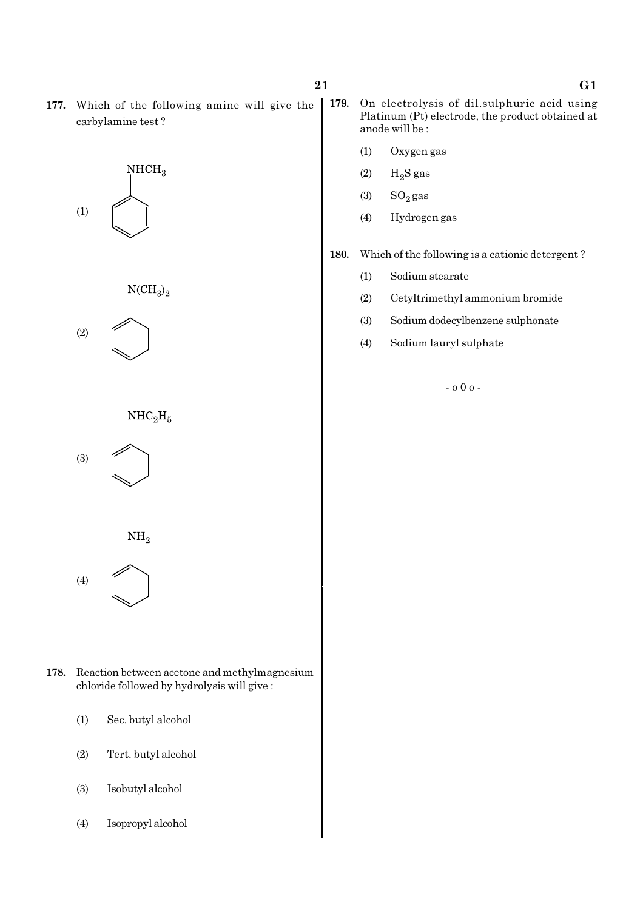**177.** Which of the following amine will give the carbylamine test ?

(1) $C_6H_5NHCH_3$

(2) $C_6H_5N(CH_3)_2$

(3) $C_6H_5NHC_2H_5$

(4) $C_6H_5NH_2$

**178.** Reaction between acetone and methylmagnesium chloride followed by hydrolysis will give :

(1) Sec. butyl alcohol

(2) Tert. butyl alcohol

(3) Isobutyl alcohol

(4) Isopropyl alcohol

**179.** On electrolysis of dil.sulphuric acid using Platinum (Pt) electrode, the product obtained at anode will be :

(1) Oxygen gas

(2) $H_2S$ gas

(3) $SO_2$ gas

(4) Hydrogen gas

**180.** Which of the following is a cationic detergent ?

(1) Sodium stearate

(2) Cetyltrimethyl ammonium bromide

(3) Sodium dodecylbenzene sulphonate

(4) Sodium lauryl sulphate

- o 0 o -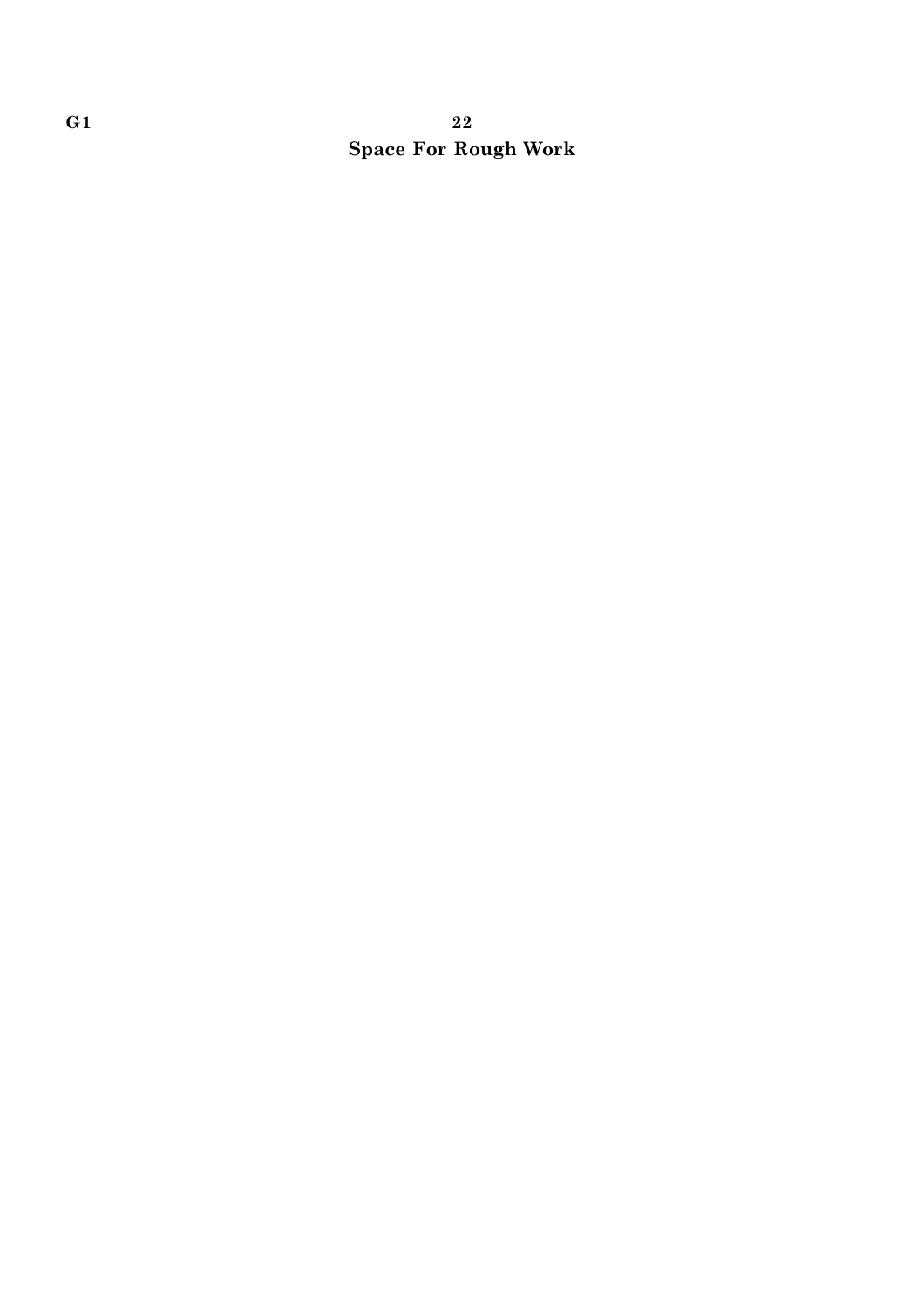**Space For Rough Work**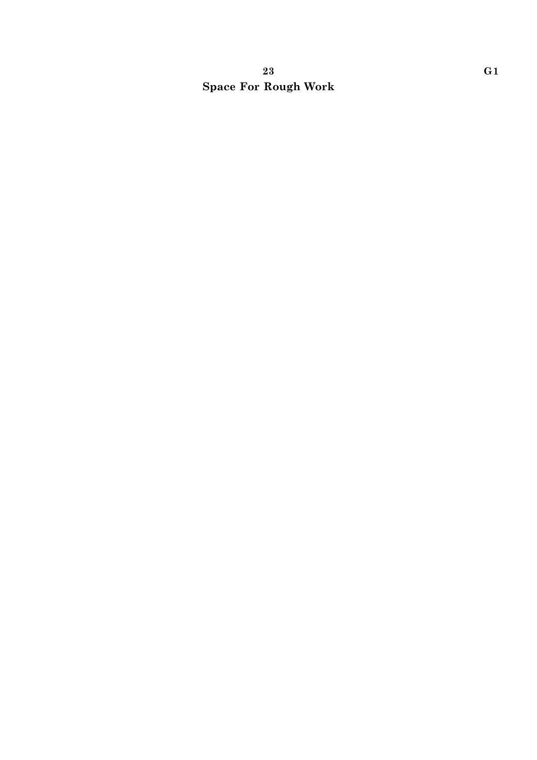**Space For Rough Work**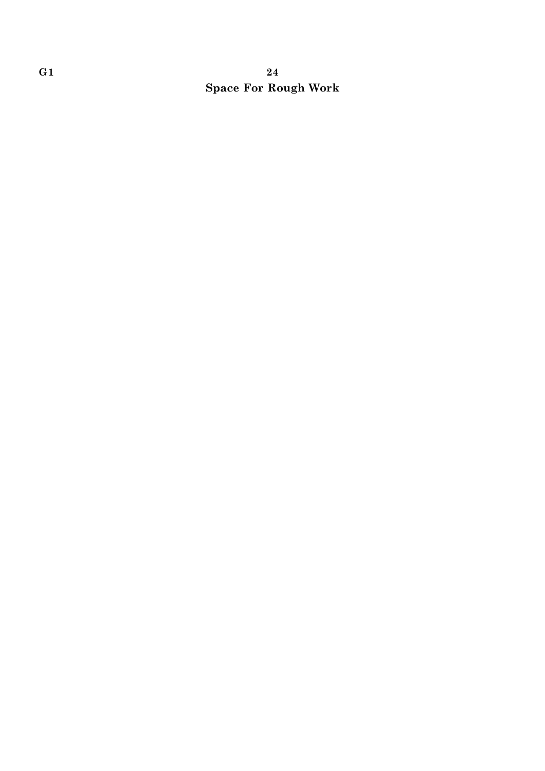**Space For Rough Work**